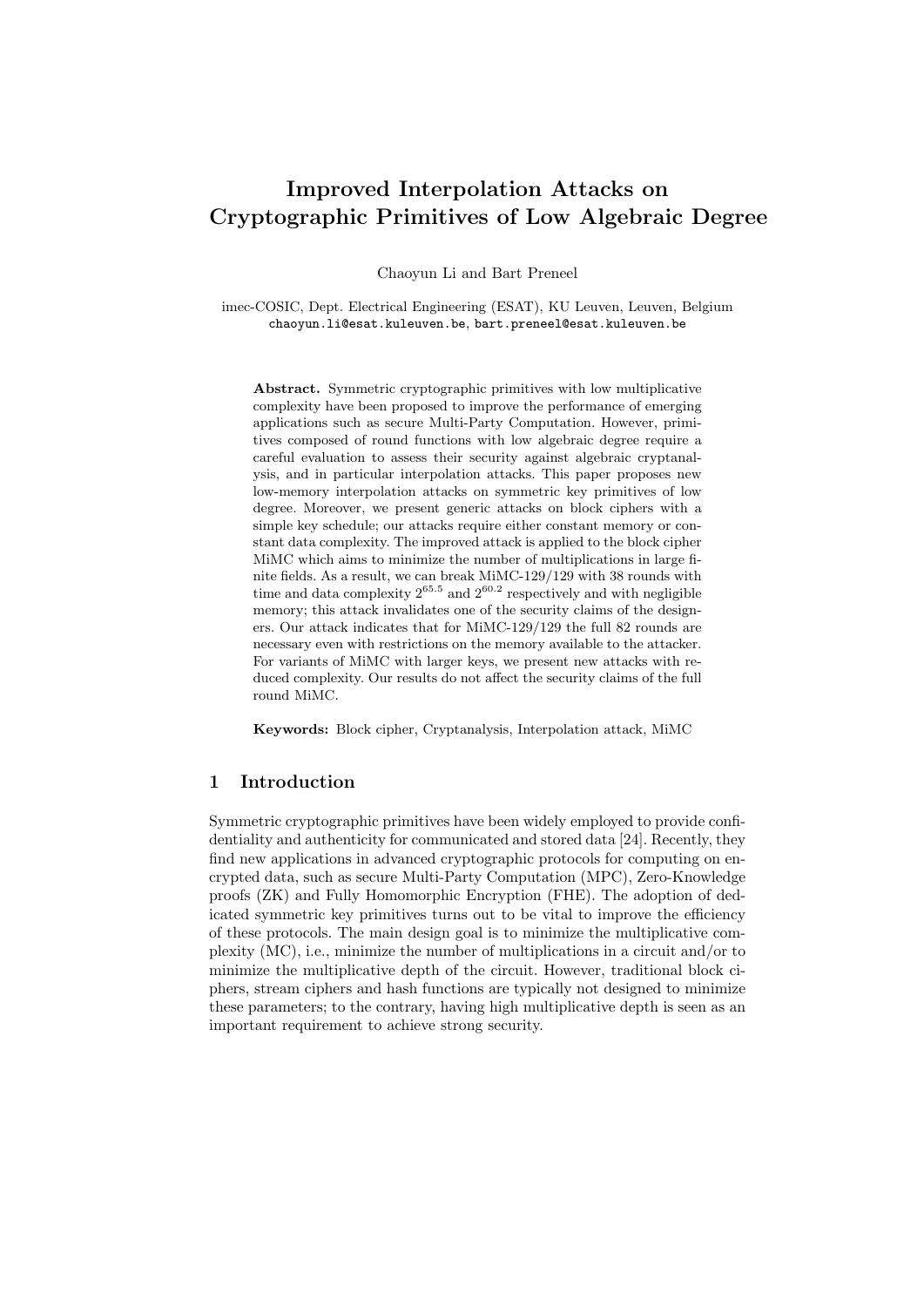# Improved Interpolation Attacks on Cryptographic Primitives of Low Algebraic Degree

Chaoyun Li and Bart Preneel

imec-COSIC, Dept. Electrical Engineering (ESAT), KU Leuven, Leuven, Belgium
chaoyun.li@esat.kuleuven.be, bart.preneel@esat.kuleuven.be

**Abstract.** Symmetric cryptographic primitives with low multiplicative complexity have been proposed to improve the performance of emerging applications such as secure Multi-Party Computation. However, primitives composed of round functions with low algebraic degree require a careful evaluation to assess their security against algebraic cryptanalysis, and in particular interpolation attacks. This paper proposes new low-memory interpolation attacks on symmetric key primitives of low degree. Moreover, we present generic attacks on block ciphers with a simple key schedule; our attacks require either constant memory or constant data complexity. The improved attack is applied to the block cipher MiMC which aims to minimize the number of multiplications in large finite fields. As a result, we can break MiMC-129/129 with 38 rounds with time and data complexity $2^{65.5}$ and $2^{60.2}$ respectively and with negligible memory; this attack invalidates one of the security claims of the designers. Our attack indicates that for MiMC-129/129 the full 82 rounds are necessary even with restrictions on the memory available to the attacker. For variants of MiMC with larger keys, we present new attacks with reduced complexity. Our results do not affect the security claims of the full round MiMC.

**Keywords:** Block cipher, Cryptanalysis, Interpolation attack, MiMC

## 1 Introduction

Symmetric cryptographic primitives have been widely employed to provide confidentiality and authenticity for communicated and stored data [24]. Recently, they find new applications in advanced cryptographic protocols for computing on encrypted data, such as secure Multi-Party Computation (MPC), Zero-Knowledge proofs (ZK) and Fully Homomorphic Encryption (FHE). The adoption of dedicated symmetric key primitives turns out to be vital to improve the efficiency of these protocols. The main design goal is to minimize the multiplicative complexity (MC), i.e., minimize the number of multiplications in a circuit and/or to minimize the multiplicative depth of the circuit. However, traditional block ciphers, stream ciphers and hash functions are typically not designed to minimize these parameters; to the contrary, having high multiplicative depth is seen as an important requirement to achieve strong security.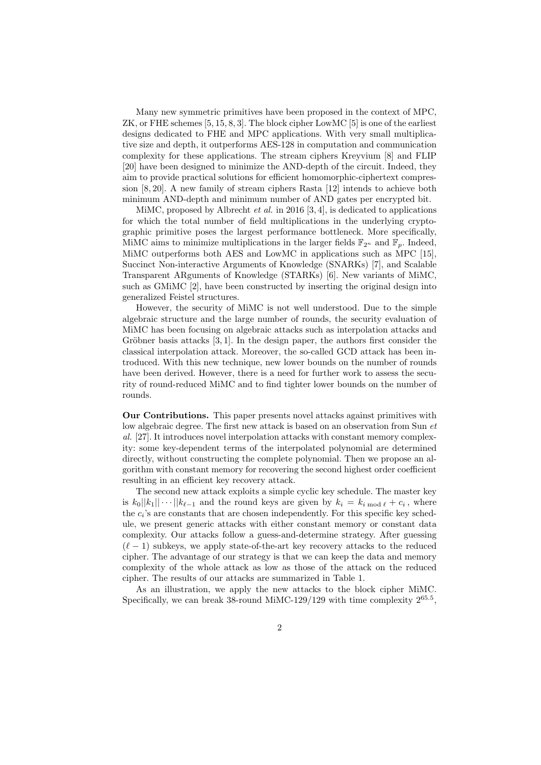Many new symmetric primitives have been proposed in the context of MPC, ZK, or FHE schemes [5, 15, 8, 3]. The block cipher LowMC [5] is one of the earliest designs dedicated to FHE and MPC applications. With very small multiplicative size and depth, it outperforms AES-128 in computation and communication complexity for these applications. The stream ciphers Kreyvium [8] and FLIP [20] have been designed to minimize the AND-depth of the circuit. Indeed, they aim to provide practical solutions for efficient homomorphic-ciphertext compression [8, 20]. A new family of stream ciphers Rasta [12] intends to achieve both minimum AND-depth and minimum number of AND gates per encrypted bit.

MiMC, proposed by Albrecht *et al.* in 2016 [3, 4], is dedicated to applications for which the total number of field multiplications in the underlying cryptographic primitive poses the largest performance bottleneck. More specifically, MiMC aims to minimize multiplications in the larger fields $\mathbb{F}_{2^n}$ and $\mathbb{F}_p$. Indeed, MiMC outperforms both AES and LowMC in applications such as MPC [15], Succinct Non-interactive Arguments of Knowledge (SNARKs) [7], and Scalable Transparent ARguments of Knowledge (STARKs) [6]. New variants of MiMC, such as GMiMC [2], have been constructed by inserting the original design into generalized Feistel structures.

However, the security of MiMC is not well understood. Due to the simple algebraic structure and the large number of rounds, the security evaluation of MiMC has been focusing on algebraic attacks such as interpolation attacks and Gröbner basis attacks [3, 1]. In the design paper, the authors first consider the classical interpolation attack. Moreover, the so-called GCD attack has been introduced. With this new technique, new lower bounds on the number of rounds have been derived. However, there is a need for further work to assess the security of round-reduced MiMC and to find tighter lower bounds on the number of rounds.

**Our Contributions.** This paper presents novel attacks against primitives with low algebraic degree. The first new attack is based on an observation from Sun *et al.* [27]. It introduces novel interpolation attacks with constant memory complexity: some key-dependent terms of the interpolated polynomial are determined directly, without constructing the complete polynomial. Then we propose an algorithm with constant memory for recovering the second highest order coefficient resulting in an efficient key recovery attack.

The second new attack exploits a simple cyclic key schedule. The master key is $k_0||k_1||\cdots||k_{\ell-1}$ and the round keys are given by $k_i = k_{i \bmod \ell} + c_i$, where the $c_i$'s are constants that are chosen independently. For this specific key schedule, we present generic attacks with either constant memory or constant data complexity. Our attacks follow a guess-and-determine strategy. After guessing $(\ell - 1)$ subkeys, we apply state-of-the-art key recovery attacks to the reduced cipher. The advantage of our strategy is that we can keep the data and memory complexity of the whole attack as low as those of the attack on the reduced cipher. The results of our attacks are summarized in Table 1.

As an illustration, we apply the new attacks to the block cipher MiMC. Specifically, we can break 38-round MiMC-129/129 with time complexity $2^{65.5}$,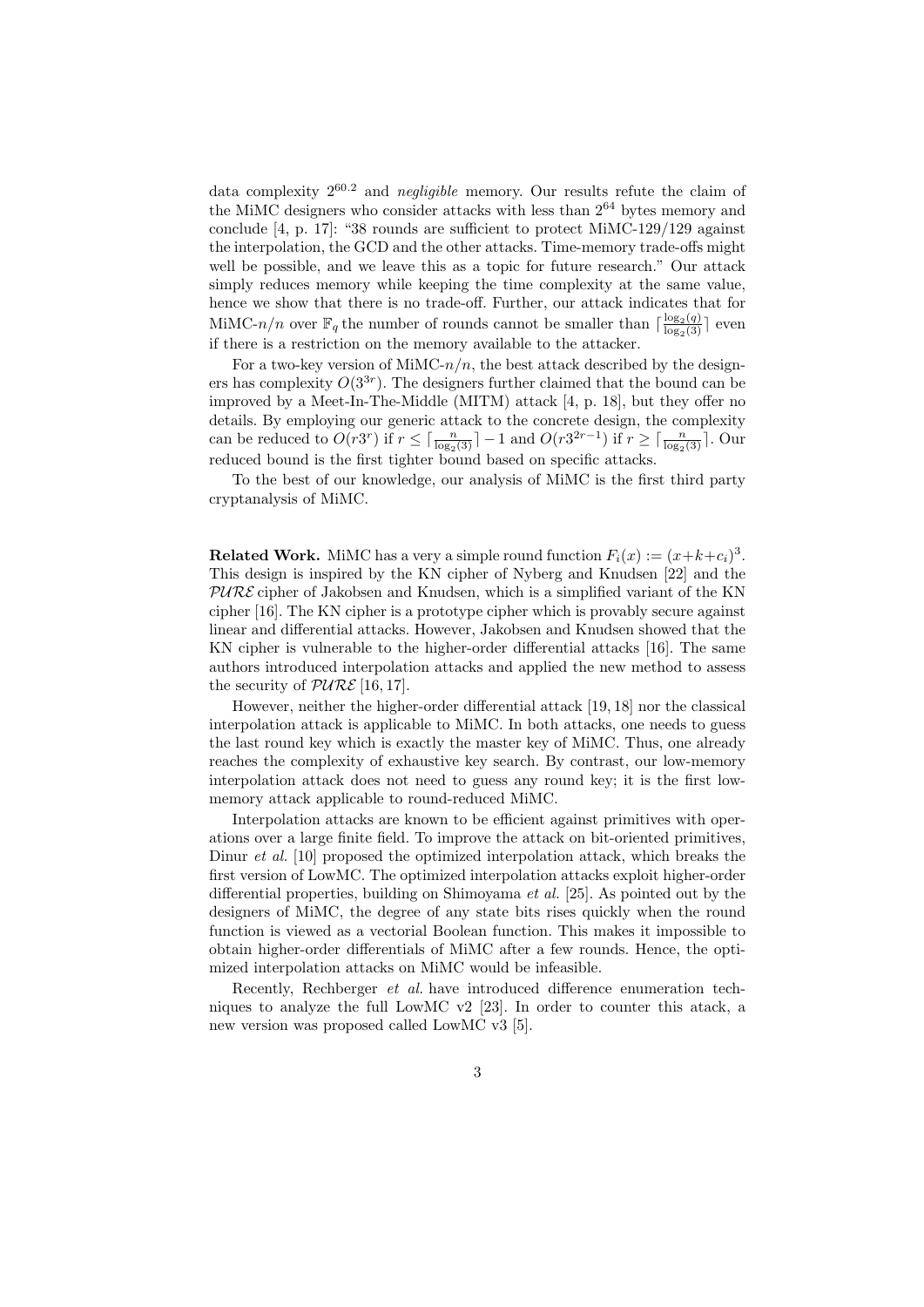data complexity $2^{60.2}$ and *negligible* memory. Our results refute the claim of the MiMC designers who consider attacks with less than $2^{64}$ bytes memory and conclude [4, p. 17]: "38 rounds are sufficient to protect MiMC-129/129 against the interpolation, the GCD and the other attacks. Time-memory trade-offs might well be possible, and we leave this as a topic for future research." Our attack simply reduces memory while keeping the time complexity at the same value, hence we show that there is no trade-off. Further, our attack indicates that for MiMC-$n/n$ over $\mathbb{F}_q$ the number of rounds cannot be smaller than $\lceil \frac{\log_2(q)}{\log_2(3)} \rceil$ even if there is a restriction on the memory available to the attacker.

For a two-key version of MiMC-$n/n$, the best attack described by the designers has complexity $O(3^{3r})$. The designers further claimed that the bound can be improved by a Meet-In-The-Middle (MITM) attack [4, p. 18], but they offer no details. By employing our generic attack to the concrete design, the complexity can be reduced to $O(r3^r)$ if $r \leq \lceil \frac{n}{\log_2(3)} \rceil - 1$ and $O(r3^{2r-1})$ if $r \geq \lceil \frac{n}{\log_2(3)} \rceil$. Our reduced bound is the first tighter bound based on specific attacks.

To the best of our knowledge, our analysis of MiMC is the first third party cryptanalysis of MiMC.

**Related Work.** MiMC has a very a simple round function $F_i(x) := (x+k+c_i)^3$. This design is inspired by the KN cipher of Nyberg and Knudsen [22] and the $\mathcal{PURE}$ cipher of Jakobsen and Knudsen, which is a simplified variant of the KN cipher [16]. The KN cipher is a prototype cipher which is provably secure against linear and differential attacks. However, Jakobsen and Knudsen showed that the KN cipher is vulnerable to the higher-order differential attacks [16]. The same authors introduced interpolation attacks and applied the new method to assess the security of $\mathcal{PURE}$ [16, 17].

However, neither the higher-order differential attack [19, 18] nor the classical interpolation attack is applicable to MiMC. In both attacks, one needs to guess the last round key which is exactly the master key of MiMC. Thus, one already reaches the complexity of exhaustive key search. By contrast, our low-memory interpolation attack does not need to guess any round key; it is the first low-memory attack applicable to round-reduced MiMC.

Interpolation attacks are known to be efficient against primitives with operations over a large finite field. To improve the attack on bit-oriented primitives, Dinur *et al.* [10] proposed the optimized interpolation attack, which breaks the first version of LowMC. The optimized interpolation attacks exploit higher-order differential properties, building on Shimoyama *et al.* [25]. As pointed out by the designers of MiMC, the degree of any state bits rises quickly when the round function is viewed as a vectorial Boolean function. This makes it impossible to obtain higher-order differentials of MiMC after a few rounds. Hence, the optimized interpolation attacks on MiMC would be infeasible.

Recently, Rechberger *et al.* have introduced difference enumeration techniques to analyze the full LowMC v2 [23]. In order to counter this atack, a new version was proposed called LowMC v3 [5].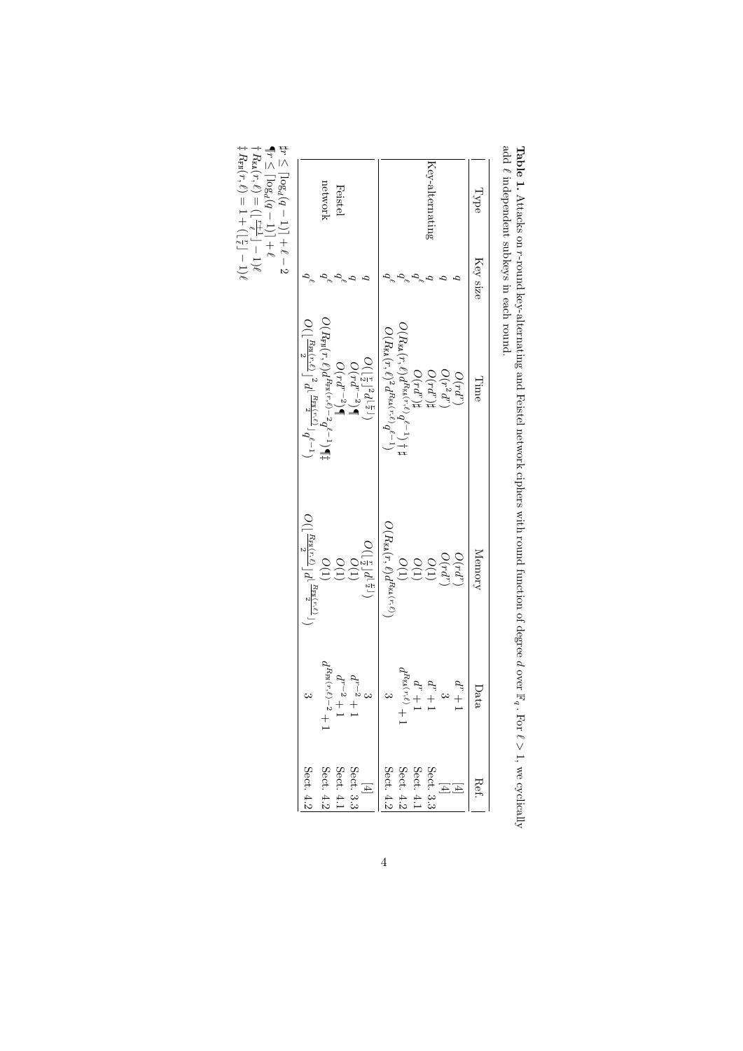**Table 1.** Attacks on $r$-round key-alternating and Feistel network ciphers with round function of degree $d$ over $\mathbb{F}_q$. For $\ell > 1$, we cyclically add $\ell$ independent subkeys in each round.

| Type | Key size | Time | Memory | Data | Ref. |
|---|---|---|---|---|---|
| Key-alternating | $q$ | $O(rd^r)$ | $O(rd^r)$ | $d^r + 1$ | [4] |
| | $q$ | $O(r^2 d^r)$ | $O(rd^r)$ | 3 | [4] |
| | $q$ | $O(rd^r)\sharp$ | $O(1)$ | $d^r + 1$ | Sect. 3.3 |
| | $q^\ell$ | $O(rd^r)\sharp$ | $O(1)$ | $d^r + 1$ | Sect. 4.1 |
| | $q^\ell$ | $O(R_{\text{KA}}(r,\ell) d^{R_{\text{KA}}(r,\ell)} q^{\ell-1})\dagger\sharp$ | $O(1)$ | $d^{R_{\text{KA}}(r,\ell)} + 1$ | Sect. 4.2 |
| | $q^\ell$ | $O(R_{\text{KA}}(r,\ell)^2 d^{R_{\text{KA}}(r,\ell)} q^{\ell-1})$ | $O(R_{\text{KA}}(r,\ell) d^{R_{\text{KA}}(r,\ell)})$ | 3 | Sect. 4.2 |
| Feistel network | $q$ | $O(\lfloor \frac{r}{2} \rfloor^2 d^{\lfloor \frac{r}{2} \rfloor})$ | $O(\lfloor \frac{r}{2} \rfloor d^{\lfloor \frac{r}{2} \rfloor})$ | 3 | [4] |
| | $q$ | $O(rd^{r-2})\P$ | $O(1)$ | $d^{r-2} + 1$ | Sect. 3.3 |
| | $q^\ell$ | $O(rd^{r-2})\P$ | $O(1)$ | $d^{r-2} + 1$ | Sect. 4.1 |
| | $q^\ell$ | $O(R_{\text{FN}}(r,\ell) d^{R_{\text{FN}}(r,\ell)-2} q^{\ell-1})\P\ddagger$ | $O(1)$ | $d^{R_{\text{FN}}(r,\ell)-2} + 1$ | Sect. 4.2 |
| | $q^\ell$ | $O(\lfloor \frac{R_{\text{FN}}(r,\ell)}{2} \rfloor^2 d^{\lfloor \frac{R_{\text{FN}}(r,\ell)}{2} \rfloor} q^{\ell-1})$ | $O(\lfloor \frac{R_{\text{FN}}(r,\ell)}{2} \rfloor d^{\lfloor \frac{R_{\text{FN}}(r,\ell)}{2} \rfloor})$ | 3 | Sect. 4.2 |

$\sharp\, r \leq \lceil \log_d(q-1) \rceil + \ell - 2$

$\P\, r \leq \lceil \log_d(q-1) \rceil + \ell$

$\dagger\, R_{\text{KA}}(r,\ell) = (\lfloor \frac{r+1}{\ell} \rfloor - 1)\ell$

$\ddagger\, R_{\text{FN}}(r,\ell) = 1 + (\lfloor \frac{r}{\ell} \rfloor - 1)\ell$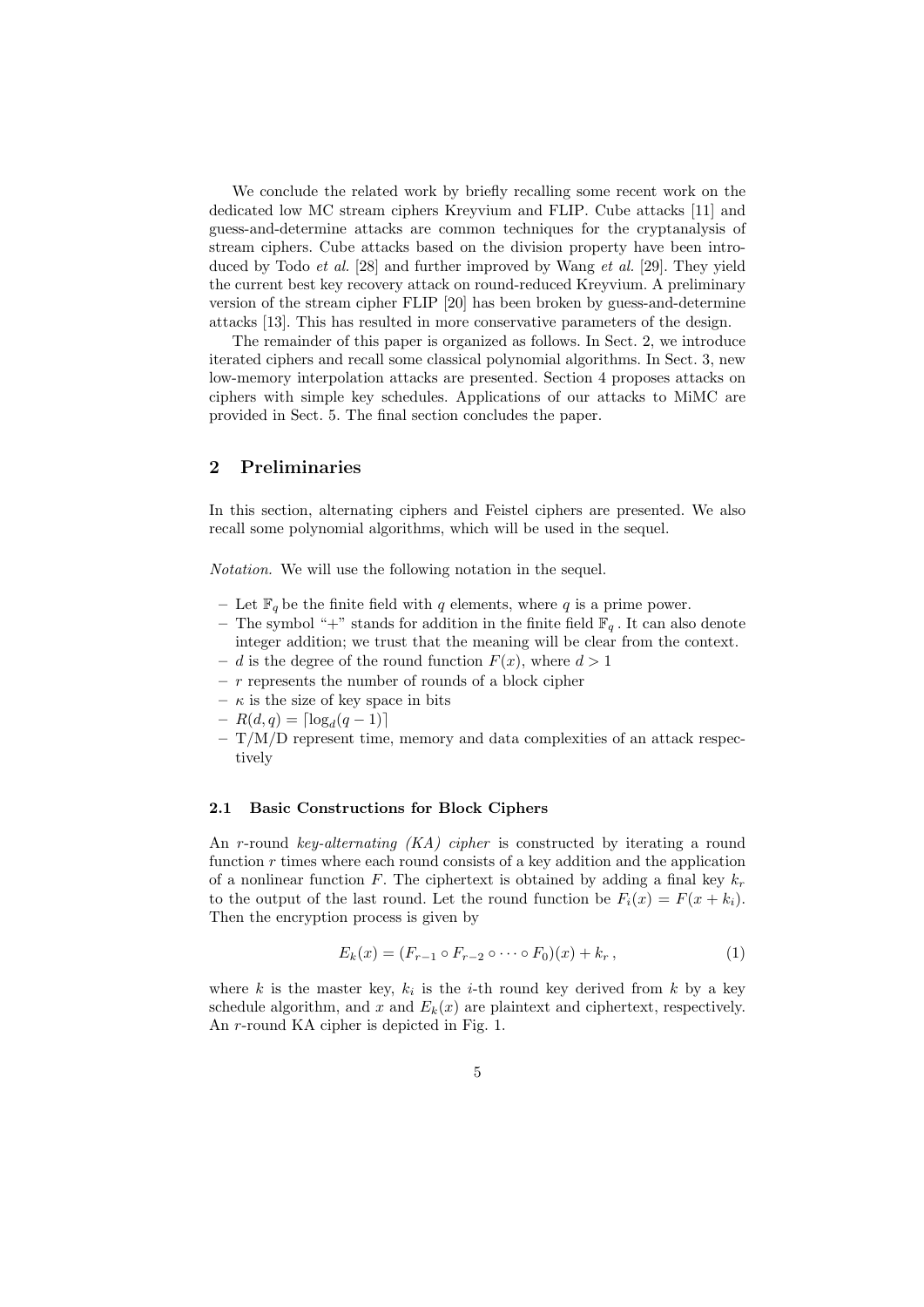We conclude the related work by briefly recalling some recent work on the dedicated low MC stream ciphers Kreyvium and FLIP. Cube attacks [11] and guess-and-determine attacks are common techniques for the cryptanalysis of stream ciphers. Cube attacks based on the division property have been introduced by Todo *et al.* [28] and further improved by Wang *et al.* [29]. They yield the current best key recovery attack on round-reduced Kreyvium. A preliminary version of the stream cipher FLIP [20] has been broken by guess-and-determine attacks [13]. This has resulted in more conservative parameters of the design.

The remainder of this paper is organized as follows. In Sect. 2, we introduce iterated ciphers and recall some classical polynomial algorithms. In Sect. 3, new low-memory interpolation attacks are presented. Section 4 proposes attacks on ciphers with simple key schedules. Applications of our attacks to MiMC are provided in Sect. 5. The final section concludes the paper.

## 2 Preliminaries

In this section, alternating ciphers and Feistel ciphers are presented. We also recall some polynomial algorithms, which will be used in the sequel.

*Notation.* We will use the following notation in the sequel.

- Let $\mathbb{F}_q$ be the finite field with $q$ elements, where $q$ is a prime power.
- The symbol "+" stands for addition in the finite field $\mathbb{F}_q$ . It can also denote integer addition; we trust that the meaning will be clear from the context.
- $d$ is the degree of the round function $F(x)$, where $d > 1$
- $r$ represents the number of rounds of a block cipher
- $\kappa$ is the size of key space in bits
- $R(d, q) = \lceil \log_d(q - 1) \rceil$
- T/M/D represent time, memory and data complexities of an attack respectively

### 2.1 Basic Constructions for Block Ciphers

An $r$-round *key-alternating (KA) cipher* is constructed by iterating a round function $r$ times where each round consists of a key addition and the application of a nonlinear function $F$. The ciphertext is obtained by adding a final key $k_r$ to the output of the last round. Let the round function be $F_i(x) = F(x + k_i)$. Then the encryption process is given by

$$E_k(x) = (F_{r-1} \circ F_{r-2} \circ \cdots \circ F_0)(x) + k_r\,, \tag{1}$$

where $k$ is the master key, $k_i$ is the $i$-th round key derived from $k$ by a key schedule algorithm, and $x$ and $E_k(x)$ are plaintext and ciphertext, respectively. An $r$-round KA cipher is depicted in Fig. 1.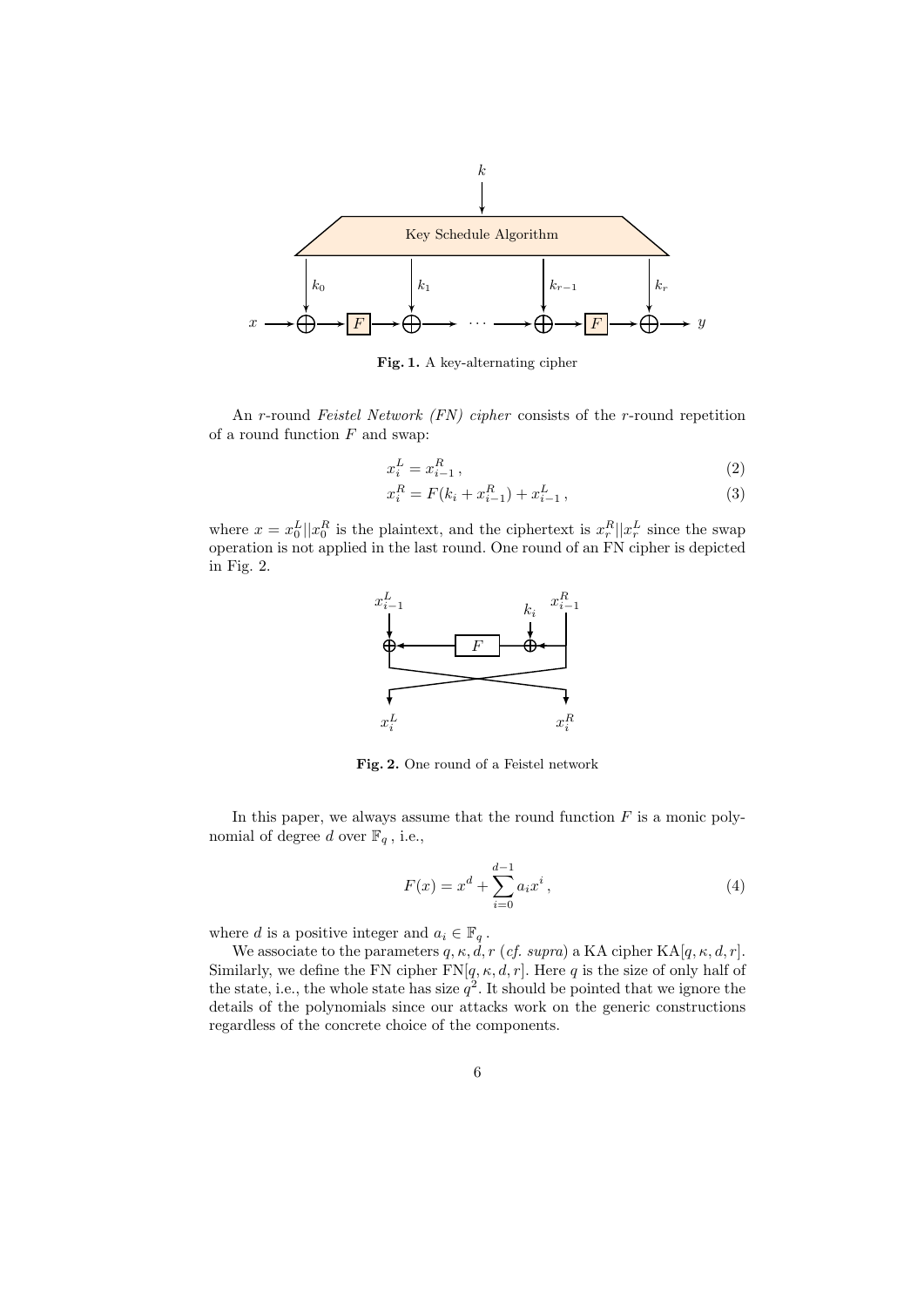Fig. 1. A key-alternating cipher

An $r$-round *Feistel Network (FN) cipher* consists of the $r$-round repetition of a round function $F$ and swap:

$$x_i^L = x_{i-1}^R \,, \tag{2}$$

$$x_i^R = F(k_i + x_{i-1}^R) + x_{i-1}^L \,, \tag{3}$$

where $x = x_0^L || x_0^R$ is the plaintext, and the ciphertext is $x_r^R || x_r^L$ since the swap operation is not applied in the last round. One round of an FN cipher is depicted in Fig. 2.

Fig. 2. One round of a Feistel network

In this paper, we always assume that the round function $F$ is a monic polynomial of degree $d$ over $\mathbb{F}_q$, i.e.,

$$F(x) = x^d + \sum_{i=0}^{d-1} a_i x^i \,, \tag{4}$$

where $d$ is a positive integer and $a_i \in \mathbb{F}_q$.

We associate to the parameters $q, \kappa, d, r$ (*cf. supra*) a KA cipher $\mathrm{KA}[q, \kappa, d, r]$. Similarly, we define the FN cipher $\mathrm{FN}[q, \kappa, d, r]$. Here $q$ is the size of only half of the state, i.e., the whole state has size $q^2$. It should be pointed that we ignore the details of the polynomials since our attacks work on the generic constructions regardless of the concrete choice of the components.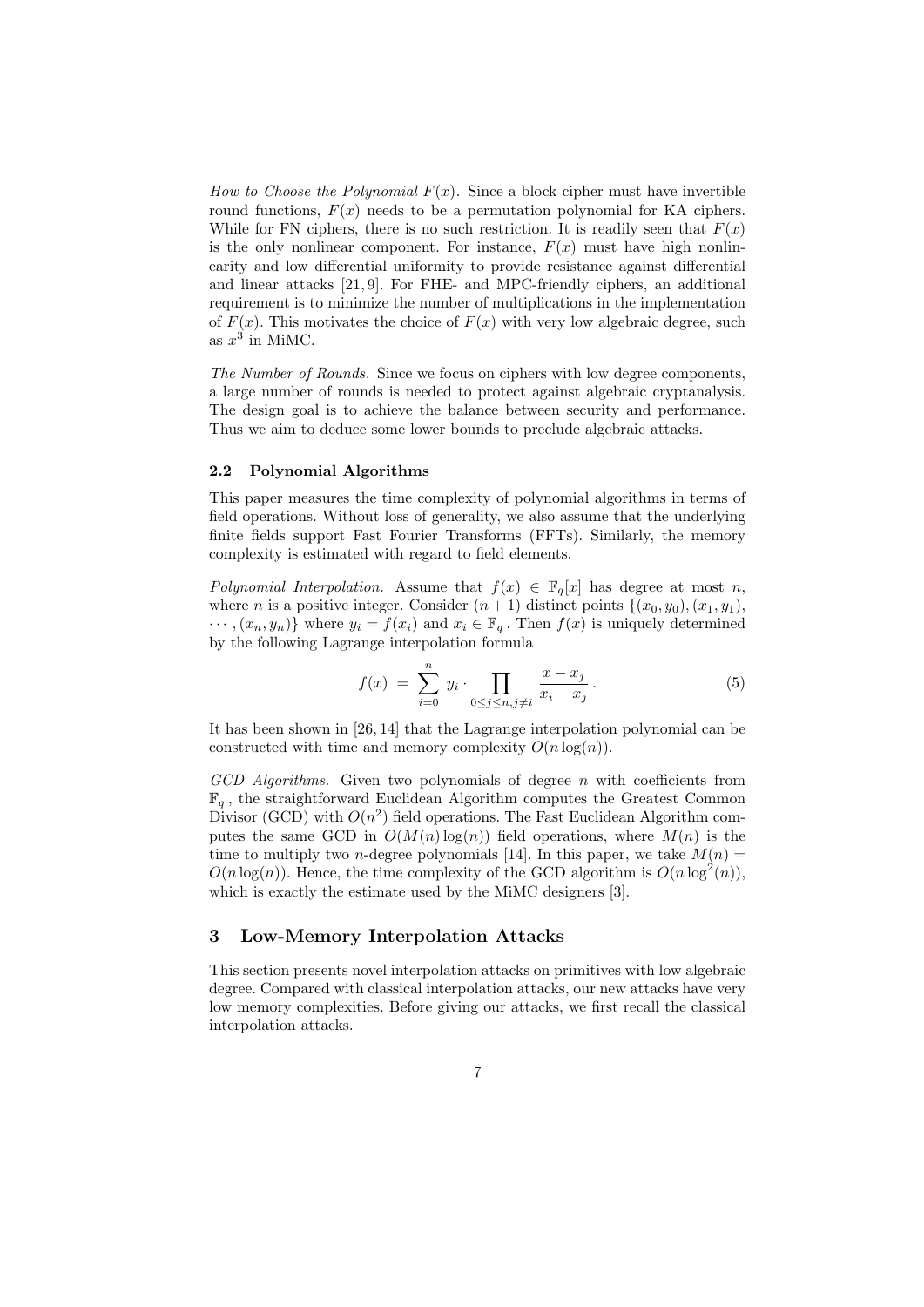*How to Choose the Polynomial $F(x)$.* Since a block cipher must have invertible round functions, $F(x)$ needs to be a permutation polynomial for KA ciphers. While for FN ciphers, there is no such restriction. It is readily seen that $F(x)$ is the only nonlinear component. For instance, $F(x)$ must have high nonlinearity and low differential uniformity to provide resistance against differential and linear attacks [21, 9]. For FHE- and MPC-friendly ciphers, an additional requirement is to minimize the number of multiplications in the implementation of $F(x)$. This motivates the choice of $F(x)$ with very low algebraic degree, such as $x^3$ in MiMC.

*The Number of Rounds.* Since we focus on ciphers with low degree components, a large number of rounds is needed to protect against algebraic cryptanalysis. The design goal is to achieve the balance between security and performance. Thus we aim to deduce some lower bounds to preclude algebraic attacks.

### 2.2 Polynomial Algorithms

This paper measures the time complexity of polynomial algorithms in terms of field operations. Without loss of generality, we also assume that the underlying finite fields support Fast Fourier Transforms (FFTs). Similarly, the memory complexity is estimated with regard to field elements.

*Polynomial Interpolation.* Assume that $f(x) \in \mathbb{F}_q[x]$ has degree at most $n$, where $n$ is a positive integer. Consider $(n+1)$ distinct points $\{(x_0, y_0), (x_1, y_1), \cdots, (x_n, y_n)\}$ where $y_i = f(x_i)$ and $x_i \in \mathbb{F}_q$. Then $f(x)$ is uniquely determined by the following Lagrange interpolation formula

$$f(x) \;=\; \sum_{i=0}^{n} \, y_i \cdot \prod_{0 \le j \le n, j \ne i} \frac{x - x_j}{x_i - x_j} \,. \tag{5}$$

It has been shown in [26, 14] that the Lagrange interpolation polynomial can be constructed with time and memory complexity $O(n \log(n))$.

*GCD Algorithms.* Given two polynomials of degree $n$ with coefficients from $\mathbb{F}_q$, the straightforward Euclidean Algorithm computes the Greatest Common Divisor (GCD) with $O(n^2)$ field operations. The Fast Euclidean Algorithm computes the same GCD in $O(M(n)\log(n))$ field operations, where $M(n)$ is the time to multiply two $n$-degree polynomials [14]. In this paper, we take $M(n) = O(n \log(n))$. Hence, the time complexity of the GCD algorithm is $O(n \log^2(n))$, which is exactly the estimate used by the MiMC designers [3].

## 3 Low-Memory Interpolation Attacks

This section presents novel interpolation attacks on primitives with low algebraic degree. Compared with classical interpolation attacks, our new attacks have very low memory complexities. Before giving our attacks, we first recall the classical interpolation attacks.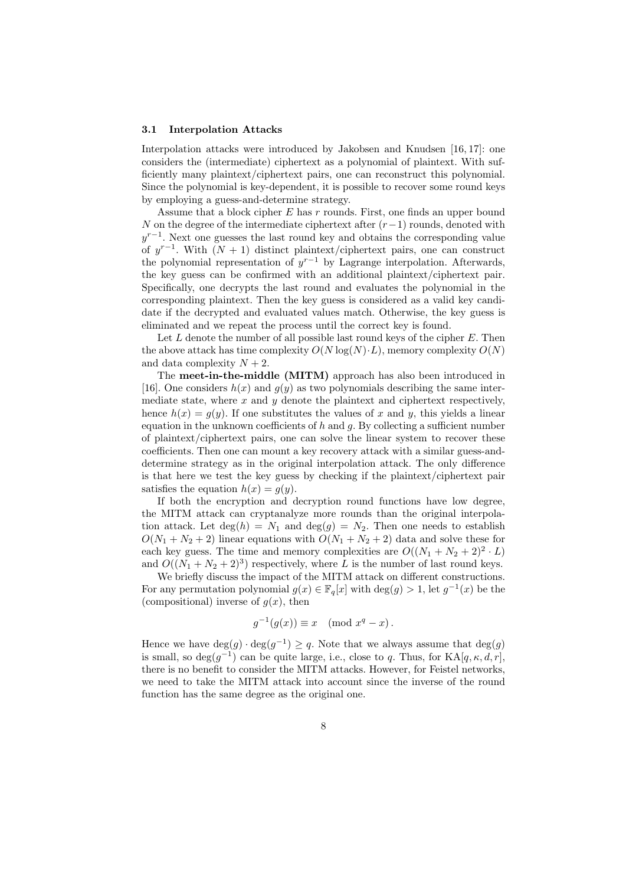### 3.1 Interpolation Attacks

Interpolation attacks were introduced by Jakobsen and Knudsen [16, 17]: one considers the (intermediate) ciphertext as a polynomial of plaintext. With sufficiently many plaintext/ciphertext pairs, one can reconstruct this polynomial. Since the polynomial is key-dependent, it is possible to recover some round keys by employing a guess-and-determine strategy.

Assume that a block cipher $E$ has $r$ rounds. First, one finds an upper bound $N$ on the degree of the intermediate ciphertext after $(r-1)$ rounds, denoted with $y^{r-1}$. Next one guesses the last round key and obtains the corresponding value of $y^{r-1}$. With $(N+1)$ distinct plaintext/ciphertext pairs, one can construct the polynomial representation of $y^{r-1}$ by Lagrange interpolation. Afterwards, the key guess can be confirmed with an additional plaintext/ciphertext pair. Specifically, one decrypts the last round and evaluates the polynomial in the corresponding plaintext. Then the key guess is considered as a valid key candidate if the decrypted and evaluated values match. Otherwise, the key guess is eliminated and we repeat the process until the correct key is found.

Let $L$ denote the number of all possible last round keys of the cipher $E$. Then the above attack has time complexity $O(N \log(N) \cdot L)$, memory complexity $O(N)$ and data complexity $N+2$.

The **meet-in-the-middle (MITM)** approach has also been introduced in [16]. One considers $h(x)$ and $g(y)$ as two polynomials describing the same intermediate state, where $x$ and $y$ denote the plaintext and ciphertext respectively, hence $h(x) = g(y)$. If one substitutes the values of $x$ and $y$, this yields a linear equation in the unknown coefficients of $h$ and $g$. By collecting a sufficient number of plaintext/ciphertext pairs, one can solve the linear system to recover these coefficients. Then one can mount a key recovery attack with a similar guess-and-determine strategy as in the original interpolation attack. The only difference is that here we test the key guess by checking if the plaintext/ciphertext pair satisfies the equation $h(x) = g(y)$.

If both the encryption and decryption round functions have low degree, the MITM attack can cryptanalyze more rounds than the original interpolation attack. Let $\deg(h) = N_1$ and $\deg(g) = N_2$. Then one needs to establish $O(N_1 + N_2 + 2)$ linear equations with $O(N_1 + N_2 + 2)$ data and solve these for each key guess. The time and memory complexities are $O((N_1 + N_2 + 2)^2 \cdot L)$ and $O((N_1 + N_2 + 2)^3)$ respectively, where $L$ is the number of last round keys.

We briefly discuss the impact of the MITM attack on different constructions. For any permutation polynomial $g(x) \in \mathbb{F}_q[x]$ with $\deg(g) > 1$, let $g^{-1}(x)$ be the (compositional) inverse of $g(x)$, then

$$g^{-1}(g(x)) \equiv x \pmod{x^q - x}.$$

Hence we have $\deg(g) \cdot \deg(g^{-1}) \geq q$. Note that we always assume that $\deg(g)$ is small, so $\deg(g^{-1})$ can be quite large, i.e., close to $q$. Thus, for $\mathrm{KA}[q, \kappa, d, r]$, there is no benefit to consider the MITM attacks. However, for Feistel networks, we need to take the MITM attack into account since the inverse of the round function has the same degree as the original one.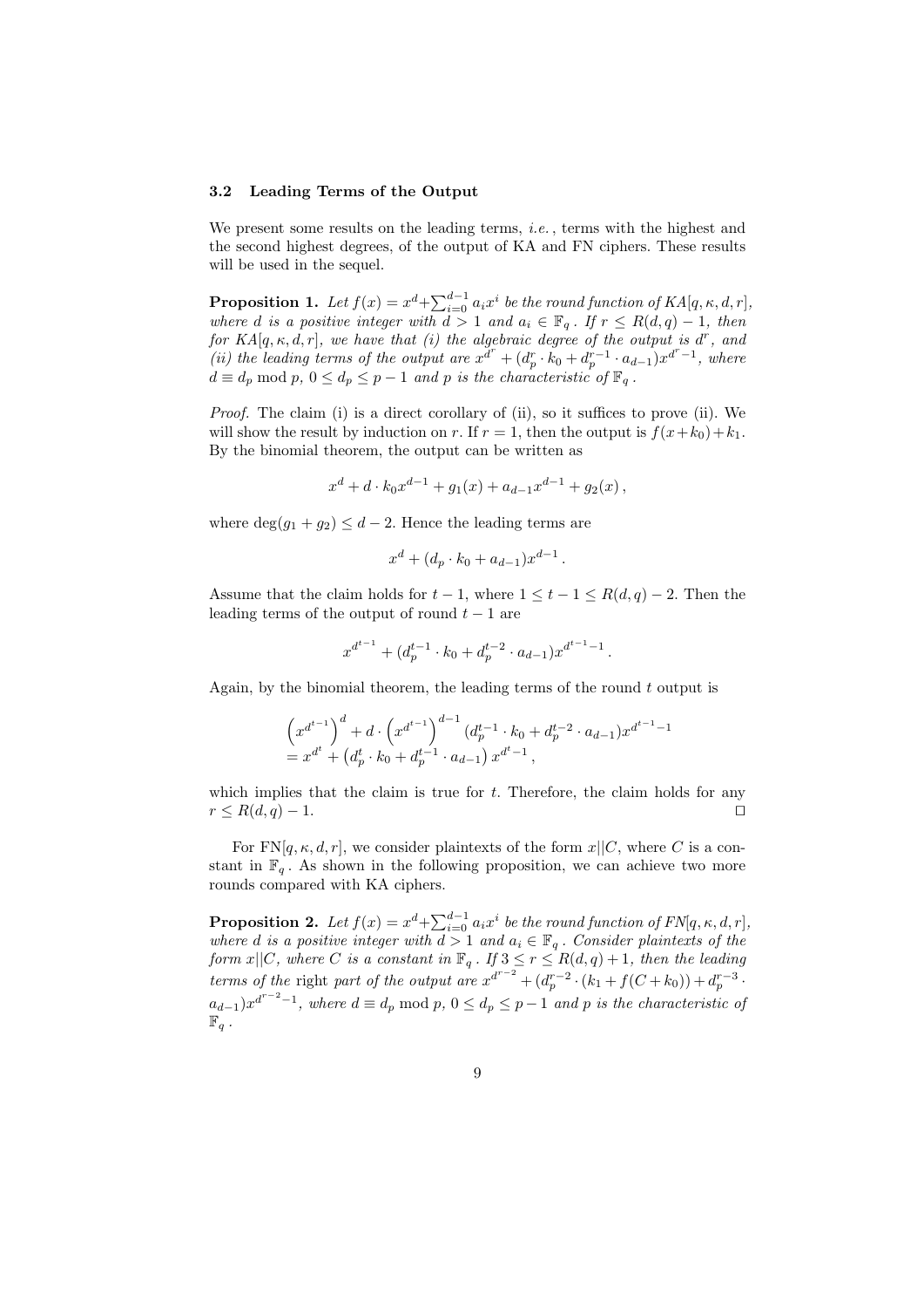### 3.2 Leading Terms of the Output

We present some results on the leading terms, *i.e.*, terms with the highest and the second highest degrees, of the output of KA and FN ciphers. These results will be used in the sequel.

**Proposition 1.** *Let $f(x) = x^d + \sum_{i=0}^{d-1} a_i x^i$ be the round function of $KA[q, \kappa, d, r]$, where $d$ is a positive integer with $d > 1$ and $a_i \in \mathbb{F}_q$. If $r \leq R(d, q) - 1$, then for $KA[q, \kappa, d, r]$, we have that (i) the algebraic degree of the output is $d^r$, and (ii) the leading terms of the output are $x^{d^r} + (d_p^r \cdot k_0 + d_p^{r-1} \cdot a_{d-1}) x^{d^r - 1}$, where $d \equiv d_p \bmod p$, $0 \leq d_p \leq p - 1$ and $p$ is the characteristic of $\mathbb{F}_q$.*

*Proof.* The claim (i) is a direct corollary of (ii), so it suffices to prove (ii). We will show the result by induction on $r$. If $r = 1$, then the output is $f(x + k_0) + k_1$. By the binomial theorem, the output can be written as

$$x^d + d \cdot k_0 x^{d-1} + g_1(x) + a_{d-1} x^{d-1} + g_2(x)\,,$$

where $\deg(g_1 + g_2) \leq d - 2$. Hence the leading terms are

$$x^d + (d_p \cdot k_0 + a_{d-1}) x^{d-1}\,.$$

Assume that the claim holds for $t - 1$, where $1 \leq t - 1 \leq R(d, q) - 2$. Then the leading terms of the output of round $t - 1$ are

$$x^{d^{t-1}} + (d_p^{t-1} \cdot k_0 + d_p^{t-2} \cdot a_{d-1}) x^{d^{t-1} - 1}\,.$$

Again, by the binomial theorem, the leading terms of the round $t$ output is

$$\begin{aligned}
&\left(x^{d^{t-1}}\right)^d + d \cdot \left(x^{d^{t-1}}\right)^{d-1} (d_p^{t-1} \cdot k_0 + d_p^{t-2} \cdot a_{d-1}) x^{d^{t-1} - 1} \\
&= x^{d^t} + \left(d_p^t \cdot k_0 + d_p^{t-1} \cdot a_{d-1}\right) x^{d^t - 1}\,,
\end{aligned}$$

which implies that the claim is true for $t$. Therefore, the claim holds for any $r \leq R(d, q) - 1$. ◻

For $\text{FN}[q, \kappa, d, r]$, we consider plaintexts of the form $x||C$, where $C$ is a constant in $\mathbb{F}_q$. As shown in the following proposition, we can achieve two more rounds compared with KA ciphers.

**Proposition 2.** *Let $f(x) = x^d + \sum_{i=0}^{d-1} a_i x^i$ be the round function of $FN[q, \kappa, d, r]$, where $d$ is a positive integer with $d > 1$ and $a_i \in \mathbb{F}_q$. Consider plaintexts of the form $x||C$, where $C$ is a constant in $\mathbb{F}_q$. If $3 \leq r \leq R(d, q) + 1$, then the leading terms of the* right *part of the output are $x^{d^{r-2}} + (d_p^{r-2} \cdot (k_1 + f(C + k_0)) + d_p^{r-3} \cdot a_{d-1}) x^{d^{r-2} - 1}$, where $d \equiv d_p \bmod p$, $0 \leq d_p \leq p - 1$ and $p$ is the characteristic of $\mathbb{F}_q$.*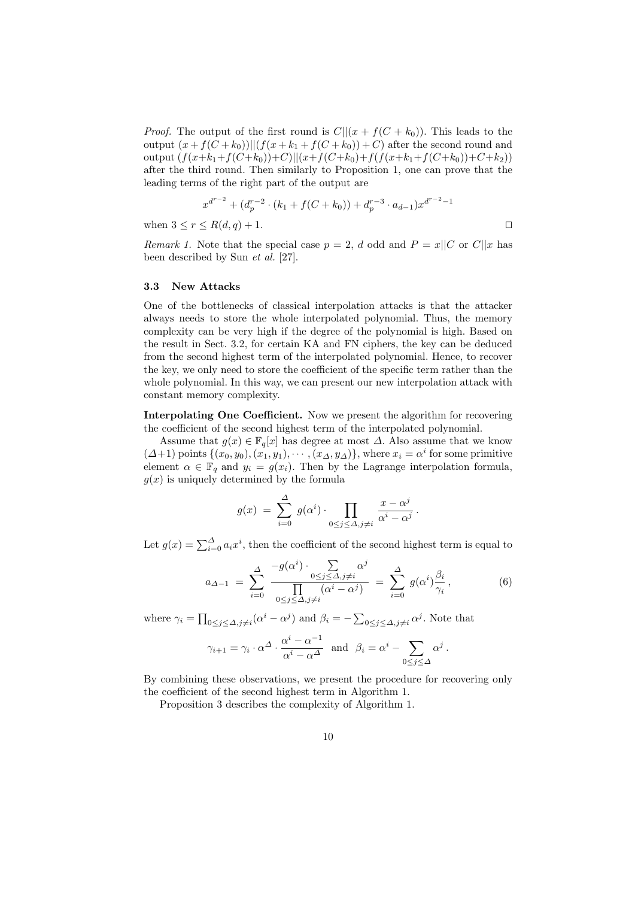*Proof.* The output of the first round is $C||(x + f(C + k_0))$. This leads to the output $(x + f(C + k_0))||(f(x + k_1 + f(C + k_0)) + C)$ after the second round and output $(f(x+k_1+f(C+k_0))+C)||(x+f(C+k_0)+f(f(x+k_1+f(C+k_0))+C+k_2))$ after the third round. Then similarly to Proposition 1, one can prove that the leading terms of the right part of the output are

$$x^{d^{r-2}} + (d_p^{r-2} \cdot (k_1 + f(C + k_0)) + d_p^{r-3} \cdot a_{d-1})x^{d^{r-2}-1}$$

when $3 \leq r \leq R(d, q) + 1$. □

*Remark 1.* Note that the special case $p = 2$, $d$ odd and $P = x||C$ or $C||x$ has been described by Sun *et al.* [27].

### 3.3 New Attacks

One of the bottlenecks of classical interpolation attacks is that the attacker always needs to store the whole interpolated polynomial. Thus, the memory complexity can be very high if the degree of the polynomial is high. Based on the result in Sect. 3.2, for certain KA and FN ciphers, the key can be deduced from the second highest term of the interpolated polynomial. Hence, to recover the key, we only need to store the coefficient of the specific term rather than the whole polynomial. In this way, we can present our new interpolation attack with constant memory complexity.

**Interpolating One Coefficient.** Now we present the algorithm for recovering the coefficient of the second highest term of the interpolated polynomial.

Assume that $g(x) \in \mathbb{F}_q[x]$ has degree at most $\Delta$. Also assume that we know $(\Delta+1)$ points $\{(x_0, y_0), (x_1, y_1), \cdots, (x_\Delta, y_\Delta)\}$, where $x_i = \alpha^i$ for some primitive element $\alpha \in \mathbb{F}_q$ and $y_i = g(x_i)$. Then by the Lagrange interpolation formula, $g(x)$ is uniquely determined by the formula

$$g(x) \; = \; \sum_{i=0}^{\Delta} \; g(\alpha^i) \cdot \prod_{0 \leq j \leq \Delta, j \neq i} \frac{x - \alpha^j}{\alpha^i - \alpha^j} \, .$$

Let $g(x) = \sum_{i=0}^{\Delta} a_i x^i$, then the coefficient of the second highest term is equal to

$$a_{\Delta-1} \; = \; \sum_{i=0}^{\Delta} \; \frac{-g(\alpha^i) \cdot \sum\limits_{0 \leq j \leq \Delta, j \neq i} \alpha^j}{\prod\limits_{0 \leq j \leq \Delta, j \neq i} (\alpha^i - \alpha^j)} \; = \; \sum_{i=0}^{\Delta} \; g(\alpha^i) \frac{\beta_i}{\gamma_i} \, , \tag{6}$$

where $\gamma_i = \prod_{0 \leq j \leq \Delta, j \neq i} (\alpha^i - \alpha^j)$ and $\beta_i = -\sum_{0 \leq j \leq \Delta, j \neq i} \alpha^j$. Note that

$$\gamma_{i+1} = \gamma_i \cdot \alpha^\Delta \cdot \frac{\alpha^i - \alpha^{-1}}{\alpha^i - \alpha^\Delta} \;\; \text{and} \;\; \beta_i = \alpha^i - \sum_{0 \leq j \leq \Delta} \alpha^j \, .$$

By combining these observations, we present the procedure for recovering only the coefficient of the second highest term in Algorithm 1.

Proposition 3 describes the complexity of Algorithm 1.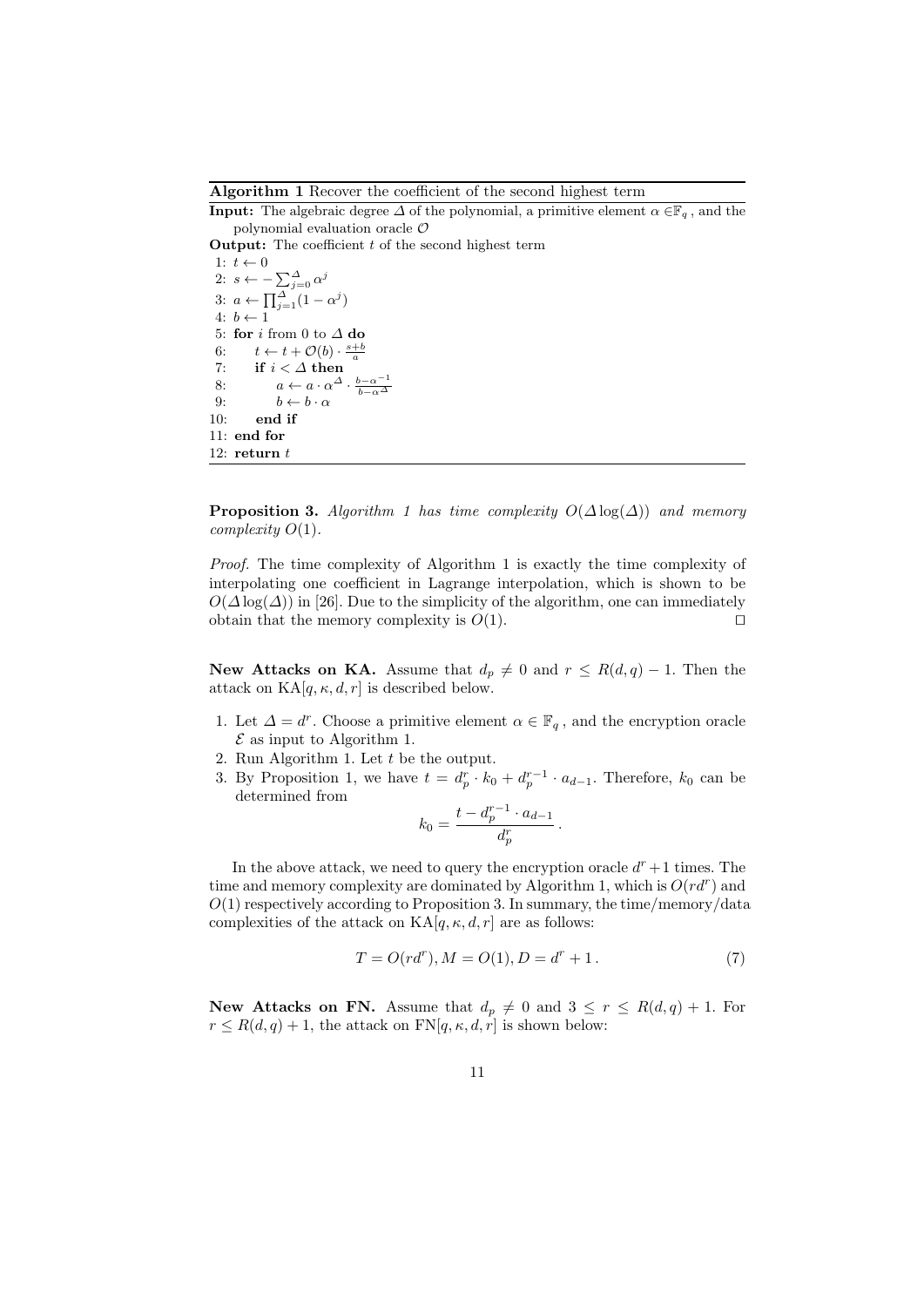**Algorithm 1** Recover the coefficient of the second highest term

**Input:** The algebraic degree $\Delta$ of the polynomial, a primitive element $\alpha \in \mathbb{F}_q$, and the polynomial evaluation oracle $\mathcal{O}$

**Output:** The coefficient $t$ of the second highest term

```
1: t ← 0
2: s ← −∑_{j=0}^{Δ} α^j
3: a ← ∏_{j=1}^{Δ} (1 − α^j)
4: b ← 1
5: for i from 0 to Δ do
6:     t ← t + O(b) · (s+b)/a
7:     if i < Δ then
8:         a ← a · α^Δ · (b − α^{−1})/(b − α^Δ)
9:         b ← b · α
10:    end if
11: end for
12: return t
```

**Proposition 3.** *Algorithm 1 has time complexity $O(\Delta \log(\Delta))$ and memory complexity $O(1)$.*

*Proof.* The time complexity of Algorithm 1 is exactly the time complexity of interpolating one coefficient in Lagrange interpolation, which is shown to be $O(\Delta \log(\Delta))$ in [26]. Due to the simplicity of the algorithm, one can immediately obtain that the memory complexity is $O(1)$. □

**New Attacks on KA.** Assume that $d_p \neq 0$ and $r \leq R(d,q) - 1$. Then the attack on $\mathrm{KA}[q,\kappa,d,r]$ is described below.

1. Let $\Delta = d^r$. Choose a primitive element $\alpha \in \mathbb{F}_q$, and the encryption oracle $\mathcal{E}$ as input to Algorithm 1.
2. Run Algorithm 1. Let $t$ be the output.
3. By Proposition 1, we have $t = d_p^r \cdot k_0 + d_p^{r-1} \cdot a_{d-1}$. Therefore, $k_0$ can be determined from
$$k_0 = \frac{t - d_p^{r-1} \cdot a_{d-1}}{d_p^r}\,.$$

In the above attack, we need to query the encryption oracle $d^r + 1$ times. The time and memory complexity are dominated by Algorithm 1, which is $O(rd^r)$ and $O(1)$ respectively according to Proposition 3. In summary, the time/memory/data complexities of the attack on $\mathrm{KA}[q,\kappa,d,r]$ are as follows:

$$T = O(rd^r), M = O(1), D = d^r + 1\,. \tag{7}$$

**New Attacks on FN.** Assume that $d_p \neq 0$ and $3 \leq r \leq R(d,q) + 1$. For $r \leq R(d,q) + 1$, the attack on $\mathrm{FN}[q,\kappa,d,r]$ is shown below: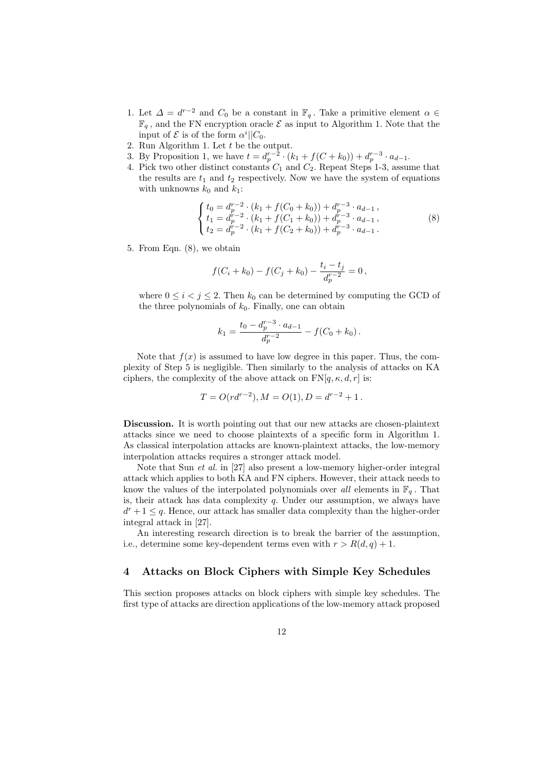1. Let $\Delta = d^{r-2}$ and $C_0$ be a constant in $\mathbb{F}_q$. Take a primitive element $\alpha \in \mathbb{F}_q$, and the FN encryption oracle $\mathcal{E}$ as input to Algorithm 1. Note that the input of $\mathcal{E}$ is of the form $\alpha^i || C_0$.
2. Run Algorithm 1. Let $t$ be the output.
3. By Proposition 1, we have $t = d_p^{r-2} \cdot (k_1 + f(C + k_0)) + d_p^{r-3} \cdot a_{d-1}$.
4. Pick two other distinct constants $C_1$ and $C_2$. Repeat Steps 1-3, assume that the results are $t_1$ and $t_2$ respectively. Now we have the system of equations with unknowns $k_0$ and $k_1$:

$$\begin{cases} t_0 = d_p^{r-2} \cdot (k_1 + f(C_0 + k_0)) + d_p^{r-3} \cdot a_{d-1}\,, \\ t_1 = d_p^{r-2} \cdot (k_1 + f(C_1 + k_0)) + d_p^{r-3} \cdot a_{d-1}\,, \\ t_2 = d_p^{r-2} \cdot (k_1 + f(C_2 + k_0)) + d_p^{r-3} \cdot a_{d-1}\,. \end{cases} \tag{8}$$

5. From Eqn. (8), we obtain

$$f(C_i + k_0) - f(C_j + k_0) - \frac{t_i - t_j}{d_p^{r-2}} = 0\,,$$

where $0 \le i < j \le 2$. Then $k_0$ can be determined by computing the GCD of the three polynomials of $k_0$. Finally, one can obtain

$$k_1 = \frac{t_0 - d_p^{r-3} \cdot a_{d-1}}{d_p^{r-2}} - f(C_0 + k_0)\,.$$

Note that $f(x)$ is assumed to have low degree in this paper. Thus, the complexity of Step 5 is negligible. Then similarly to the analysis of attacks on KA ciphers, the complexity of the above attack on $\text{FN}[q, \kappa, d, r]$ is:

$$T = O(rd^{r-2}), M = O(1), D = d^{r-2} + 1\,.$$

**Discussion.** It is worth pointing out that our new attacks are chosen-plaintext attacks since we need to choose plaintexts of a specific form in Algorithm 1. As classical interpolation attacks are known-plaintext attacks, the low-memory interpolation attacks requires a stronger attack model.

Note that Sun *et al.* in [27] also present a low-memory higher-order integral attack which applies to both KA and FN ciphers. However, their attack needs to know the values of the interpolated polynomials over *all* elements in $\mathbb{F}_q$. That is, their attack has data complexity $q$. Under our assumption, we always have $d^r + 1 \le q$. Hence, our attack has smaller data complexity than the higher-order integral attack in [27].

An interesting research direction is to break the barrier of the assumption, i.e., determine some key-dependent terms even with $r > R(d, q) + 1$.

## 4 Attacks on Block Ciphers with Simple Key Schedules

This section proposes attacks on block ciphers with simple key schedules. The first type of attacks are direction applications of the low-memory attack proposed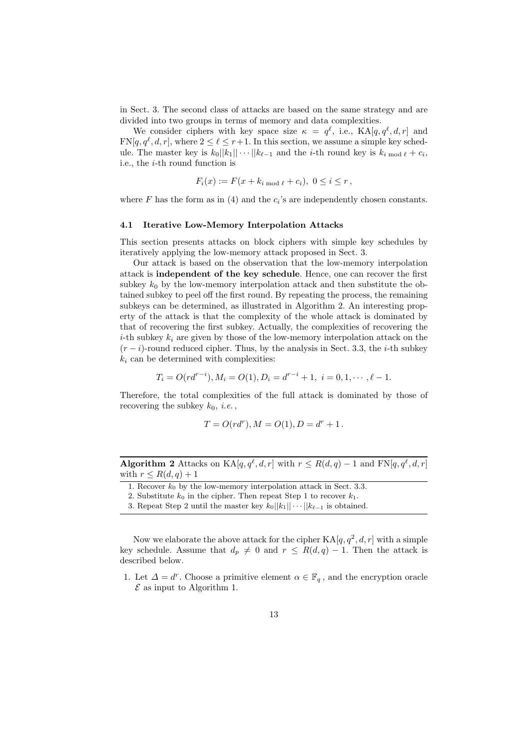in Sect. 3. The second class of attacks are based on the same strategy and are divided into two groups in terms of memory and data complexities.

We consider ciphers with key space size $\kappa = q^\ell$, i.e., $\text{KA}[q, q^\ell, d, r]$ and $\text{FN}[q, q^\ell, d, r]$, where $2 \le \ell \le r+1$. In this section, we assume a simple key schedule. The master key is $k_0||k_1|| \cdots ||k_{\ell-1}$ and the $i$-th round key is $k_{i \bmod \ell} + c_i$, i.e., the $i$-th round function is

$$F_i(x) := F(x + k_{i \bmod \ell} + c_i),\ 0 \le i \le r\,,$$

where $F$ has the form as in (4) and the $c_i$'s are independently chosen constants.

### 4.1 Iterative Low-Memory Interpolation Attacks

This section presents attacks on block ciphers with simple key schedules by iteratively applying the low-memory attack proposed in Sect. 3.

Our attack is based on the observation that the low-memory interpolation attack is **independent of the key schedule**. Hence, one can recover the first subkey $k_0$ by the low-memory interpolation attack and then substitute the obtained subkey to peel off the first round. By repeating the process, the remaining subkeys can be determined, as illustrated in Algorithm 2. An interesting property of the attack is that the complexity of the whole attack is dominated by that of recovering the first subkey. Actually, the complexities of recovering the $i$-th subkey $k_i$ are given by those of the low-memory interpolation attack on the $(r-i)$-round reduced cipher. Thus, by the analysis in Sect. 3.3, the $i$-th subkey $k_i$ can be determined with complexities:

$$T_i = O(rd^{r-i}), M_i = O(1), D_i = d^{r-i} + 1,\ i = 0, 1, \cdots, \ell - 1.$$

Therefore, the total complexities of the full attack is dominated by those of recovering the subkey $k_0$, *i.e.*,

$$T = O(rd^r), M = O(1), D = d^r + 1\,.$$

**Algorithm 2** Attacks on $\text{KA}[q, q^\ell, d, r]$ with $r \le R(d, q) - 1$ and $\text{FN}[q, q^\ell, d, r]$ with $r \le R(d, q) + 1$

1. Recover $k_0$ by the low-memory interpolation attack in Sect. 3.3.
2. Substitute $k_0$ in the cipher. Then repeat Step 1 to recover $k_1$.
3. Repeat Step 2 until the master key $k_0||k_1|| \cdots ||k_{\ell-1}$ is obtained.

Now we elaborate the above attack for the cipher $\text{KA}[q, q^2, d, r]$ with a simple key schedule. Assume that $d_p \ne 0$ and $r \le R(d, q) - 1$. Then the attack is described below.

1. Let $\Delta = d^r$. Choose a primitive element $\alpha \in \mathbb{F}_q$, and the encryption oracle $\mathcal{E}$ as input to Algorithm 1.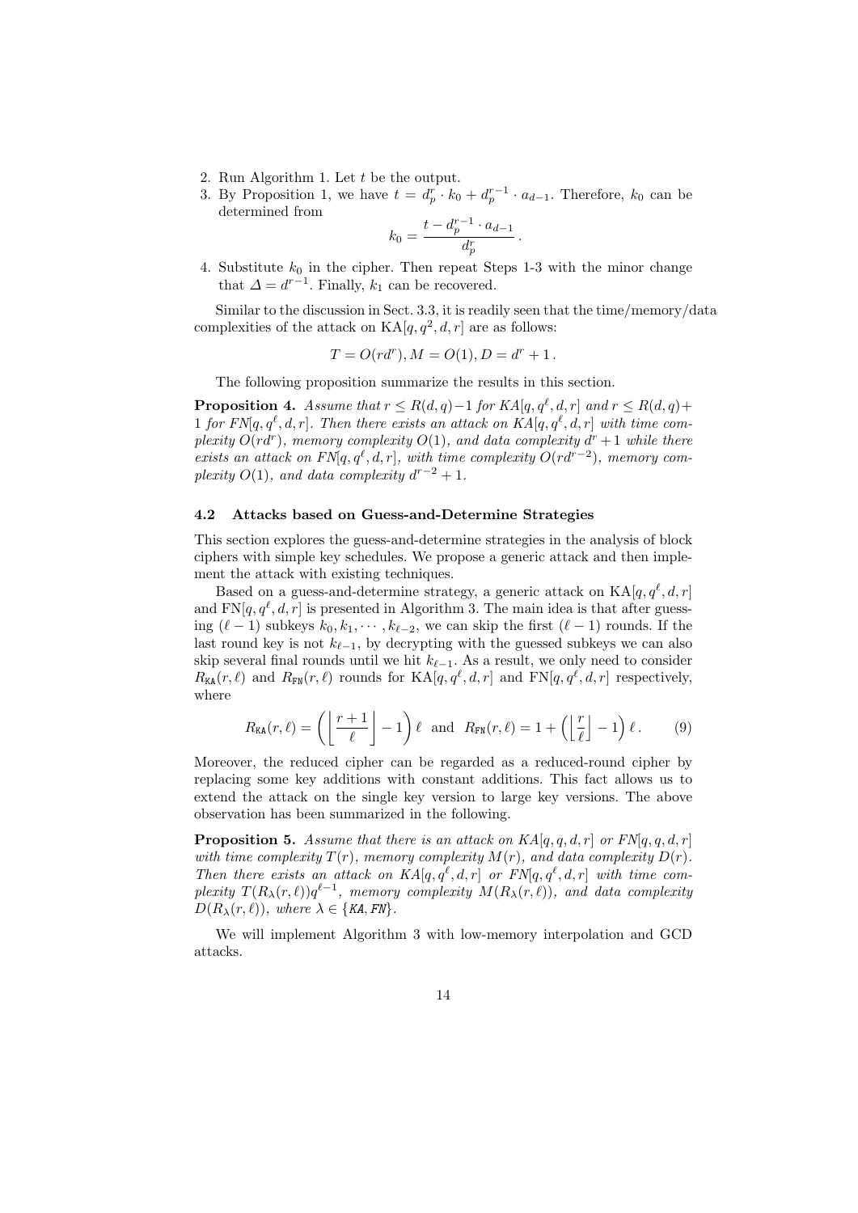2. Run Algorithm 1. Let $t$ be the output.
3. By Proposition 1, we have $t = d_p^r \cdot k_0 + d_p^{r-1} \cdot a_{d-1}$. Therefore, $k_0$ can be determined from

$$k_0 = \frac{t - d_p^{r-1} \cdot a_{d-1}}{d_p^r}.$$

4. Substitute $k_0$ in the cipher. Then repeat Steps 1-3 with the minor change that $\Delta = d^{r-1}$. Finally, $k_1$ can be recovered.

Similar to the discussion in Sect. 3.3, it is readily seen that the time/memory/data complexities of the attack on $\mathrm{KA}[q, q^2, d, r]$ are as follows:

$$T = O(rd^r), M = O(1), D = d^r + 1.$$

The following proposition summarize the results in this section.

**Proposition 4.** *Assume that $r \leq R(d, q) - 1$ for $KA[q, q^\ell, d, r]$ and $r \leq R(d, q) + 1$ for $FN[q, q^\ell, d, r]$. Then there exists an attack on $KA[q, q^\ell, d, r]$ with time complexity $O(rd^r)$, memory complexity $O(1)$, and data complexity $d^r + 1$ while there exists an attack on $FN[q, q^\ell, d, r]$, with time complexity $O(rd^{r-2})$, memory complexity $O(1)$, and data complexity $d^{r-2} + 1$.*

### 4.2 Attacks based on Guess-and-Determine Strategies

This section explores the guess-and-determine strategies in the analysis of block ciphers with simple key schedules. We propose a generic attack and then implement the attack with existing techniques.

Based on a guess-and-determine strategy, a generic attack on $\mathrm{KA}[q, q^\ell, d, r]$ and $\mathrm{FN}[q, q^\ell, d, r]$ is presented in Algorithm 3. The main idea is that after guessing $(\ell - 1)$ subkeys $k_0, k_1, \cdots, k_{\ell-2}$, we can skip the first $(\ell - 1)$ rounds. If the last round key is not $k_{\ell-1}$, by decrypting with the guessed subkeys we can also skip several final rounds until we hit $k_{\ell-1}$. As a result, we only need to consider $R_{\mathtt{KA}}(r, \ell)$ and $R_{\mathtt{FN}}(r, \ell)$ rounds for $\mathrm{KA}[q, q^\ell, d, r]$ and $\mathrm{FN}[q, q^\ell, d, r]$ respectively, where

$$R_{\mathtt{KA}}(r, \ell) = \left( \left\lfloor \frac{r+1}{\ell} \right\rfloor - 1 \right) \ell \quad \text{and} \quad R_{\mathtt{FN}}(r, \ell) = 1 + \left( \left\lfloor \frac{r}{\ell} \right\rfloor - 1 \right) \ell. \tag{9}$$

Moreover, the reduced cipher can be regarded as a reduced-round cipher by replacing some key additions with constant additions. This fact allows us to extend the attack on the single key version to large key versions. The above observation has been summarized in the following.

**Proposition 5.** *Assume that there is an attack on $KA[q, q, d, r]$ or $FN[q, q, d, r]$ with time complexity $T(r)$, memory complexity $M(r)$, and data complexity $D(r)$. Then there exists an attack on $KA[q, q^\ell, d, r]$ or $FN[q, q^\ell, d, r]$ with time complexity $T(R_\lambda(r, \ell)) q^{\ell-1}$, memory complexity $M(R_\lambda(r, \ell))$, and data complexity $D(R_\lambda(r, \ell))$, where $\lambda \in \{KA, FN\}$.*

We will implement Algorithm 3 with low-memory interpolation and GCD attacks.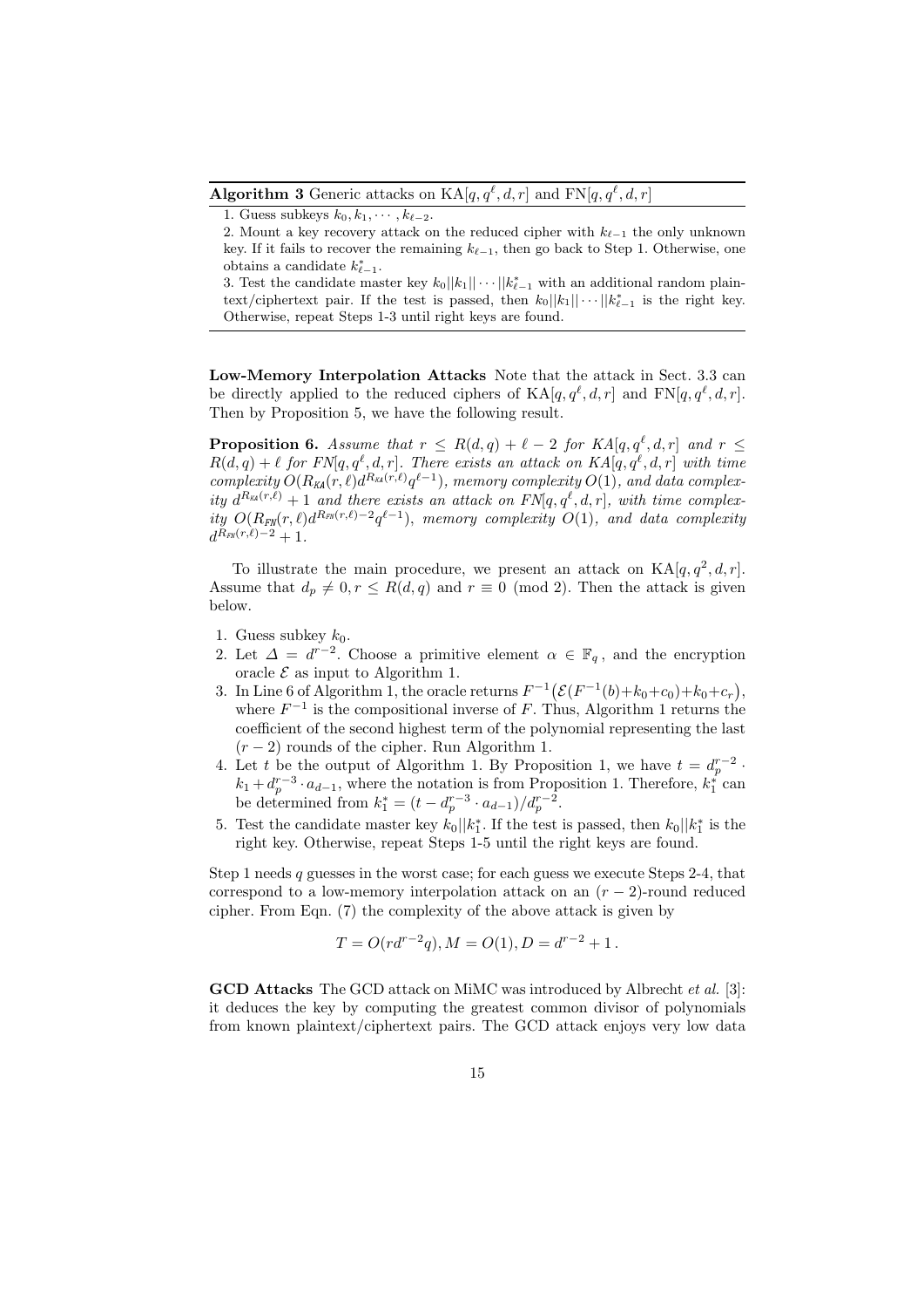**Algorithm 3** Generic attacks on $\mathrm{KA}[q, q^\ell, d, r]$ and $\mathrm{FN}[q, q^\ell, d, r]$

1. Guess subkeys $k_0, k_1, \cdots, k_{\ell-2}$.
2. Mount a key recovery attack on the reduced cipher with $k_{\ell-1}$ the only unknown key. If it fails to recover the remaining $k_{\ell-1}$, then go back to Step 1. Otherwise, one obtains a candidate $k^*_{\ell-1}$.
3. Test the candidate master key $k_0||k_1||\cdots||k^*_{\ell-1}$ with an additional random plaintext/ciphertext pair. If the test is passed, then $k_0||k_1||\cdots||k^*_{\ell-1}$ is the right key. Otherwise, repeat Steps 1-3 until right keys are found.

**Low-Memory Interpolation Attacks** Note that the attack in Sect. 3.3 can be directly applied to the reduced ciphers of $\mathrm{KA}[q, q^\ell, d, r]$ and $\mathrm{FN}[q, q^\ell, d, r]$. Then by Proposition 5, we have the following result.

**Proposition 6.** *Assume that $r \leq R(d, q) + \ell - 2$ for $KA[q, q^\ell, d, r]$ and $r \leq R(d, q) + \ell$ for $FN[q, q^\ell, d, r]$. There exists an attack on $KA[q, q^\ell, d, r]$ with time complexity $O(R_{KA}(r, \ell) d^{R_{KA}(r,\ell)} q^{\ell-1})$, memory complexity $O(1)$, and data complexity $d^{R_{KA}(r,\ell)} + 1$ and there exists an attack on $FN[q, q^\ell, d, r]$, with time complexity $O(R_{FN}(r, \ell) d^{R_{FN}(r,\ell)-2} q^{\ell-1})$, memory complexity $O(1)$, and data complexity $d^{R_{FN}(r,\ell)-2} + 1$.*

To illustrate the main procedure, we present an attack on $\mathrm{KA}[q, q^2, d, r]$. Assume that $d_p \neq 0, r \leq R(d, q)$ and $r \equiv 0 \pmod 2$. Then the attack is given below.

1. Guess subkey $k_0$.
2. Let $\Delta = d^{r-2}$. Choose a primitive element $\alpha \in \mathbb{F}_q$, and the encryption oracle $\mathcal{E}$ as input to Algorithm 1.
3. In Line 6 of Algorithm 1, the oracle returns $F^{-1}\big(\mathcal{E}(F^{-1}(b)+k_0+c_0)+k_0+c_r\big)$, where $F^{-1}$ is the compositional inverse of $F$. Thus, Algorithm 1 returns the coefficient of the second highest term of the polynomial representing the last $(r-2)$ rounds of the cipher. Run Algorithm 1.
4. Let $t$ be the output of Algorithm 1. By Proposition 1, we have $t = d_p^{r-2} \cdot k_1 + d_p^{r-3} \cdot a_{d-1}$, where the notation is from Proposition 1. Therefore, $k^*_1$ can be determined from $k^*_1 = (t - d_p^{r-3} \cdot a_{d-1})/d_p^{r-2}$.
5. Test the candidate master key $k_0||k^*_1$. If the test is passed, then $k_0||k^*_1$ is the right key. Otherwise, repeat Steps 1-5 until the right keys are found.

Step 1 needs $q$ guesses in the worst case; for each guess we execute Steps 2-4, that correspond to a low-memory interpolation attack on an $(r-2)$-round reduced cipher. From Eqn. (7) the complexity of the above attack is given by

$$T = O(rd^{r-2}q), M = O(1), D = d^{r-2} + 1\,.$$

**GCD Attacks** The GCD attack on MiMC was introduced by Albrecht *et al.* [3]: it deduces the key by computing the greatest common divisor of polynomials from known plaintext/ciphertext pairs. The GCD attack enjoys very low data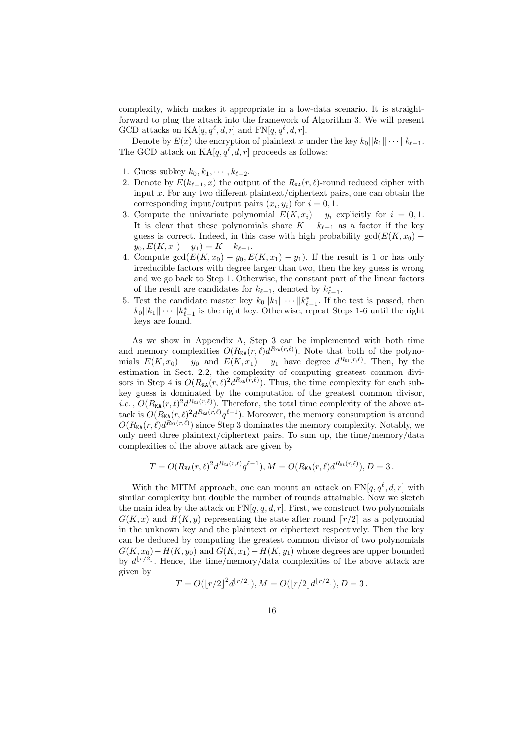complexity, which makes it appropriate in a low-data scenario. It is straightforward to plug the attack into the framework of Algorithm 3. We will present GCD attacks on $\mathrm{KA}[q, q^\ell, d, r]$ and $\mathrm{FN}[q, q^\ell, d, r]$.

Denote by $E(x)$ the encryption of plaintext $x$ under the key $k_0||k_1||\cdots||k_{\ell-1}$. The GCD attack on $\mathrm{KA}[q, q^\ell, d, r]$ proceeds as follows:

1. Guess subkey $k_0, k_1, \cdots, k_{\ell-2}$.
2. Denote by $E(k_{\ell-1}, x)$ the output of the $R_{\mathtt{KA}}(r, \ell)$-round reduced cipher with input $x$. For any two different plaintext/ciphertext pairs, one can obtain the corresponding input/output pairs $(x_i, y_i)$ for $i = 0, 1$.
3. Compute the univariate polynomial $E(K, x_i) - y_i$ explicitly for $i = 0, 1$. It is clear that these polynomials share $K - k_{\ell-1}$ as a factor if the key guess is correct. Indeed, in this case with high probability $\gcd(E(K, x_0) - y_0, E(K, x_1) - y_1) = K - k_{\ell-1}$.
4. Compute $\gcd(E(K, x_0) - y_0, E(K, x_1) - y_1)$. If the result is 1 or has only irreducible factors with degree larger than two, then the key guess is wrong and we go back to Step 1. Otherwise, the constant part of the linear factors of the result are candidates for $k_{\ell-1}$, denoted by $k^*_{\ell-1}$.
5. Test the candidate master key $k_0||k_1||\cdots||k^*_{\ell-1}$. If the test is passed, then $k_0||k_1||\cdots||k^*_{\ell-1}$ is the right key. Otherwise, repeat Steps 1-6 until the right keys are found.

As we show in Appendix A, Step 3 can be implemented with both time and memory complexities $O(R_{\mathtt{KA}}(r, \ell)d^{R_{\mathtt{KA}}(r,\ell)})$. Note that both of the polynomials $E(K, x_0) - y_0$ and $E(K, x_1) - y_1$ have degree $d^{R_{\mathtt{KA}}(r,\ell)}$. Then, by the estimation in Sect. 2.2, the complexity of computing greatest common divisors in Step 4 is $O(R_{\mathtt{KA}}(r, \ell)^2 d^{R_{\mathtt{KA}}(r,\ell)})$. Thus, the time complexity for each subkey guess is dominated by the computation of the greatest common divisor, *i.e.*, $O(R_{\mathtt{KA}}(r, \ell)^2 d^{R_{\mathtt{KA}}(r,\ell)})$. Therefore, the total time complexity of the above attack is $O(R_{\mathtt{KA}}(r, \ell)^2 d^{R_{\mathtt{KA}}(r,\ell)} q^{\ell-1})$. Moreover, the memory consumption is around $O(R_{\mathtt{KA}}(r, \ell)d^{R_{\mathtt{KA}}(r,\ell)})$ since Step 3 dominates the memory complexity. Notably, we only need three plaintext/ciphertext pairs. To sum up, the time/memory/data complexities of the above attack are given by

$$T = O(R_{\mathtt{KA}}(r, \ell)^2 d^{R_{\mathtt{KA}}(r,\ell)} q^{\ell-1}), M = O(R_{\mathtt{KA}}(r, \ell)d^{R_{\mathtt{KA}}(r,\ell)}), D = 3\,.$$

With the MITM approach, one can mount an attack on $\mathrm{FN}[q, q^\ell, d, r]$ with similar complexity but double the number of rounds attainable. Now we sketch the main idea by the attack on $\mathrm{FN}[q, q, d, r]$. First, we construct two polynomials $G(K, x)$ and $H(K, y)$ representing the state after round $\lceil r/2 \rceil$ as a polynomial in the unknown key and the plaintext or ciphertext respectively. Then the key can be deduced by computing the greatest common divisor of two polynomials $G(K, x_0) - H(K, y_0)$ and $G(K, x_1) - H(K, y_1)$ whose degrees are upper bounded by $d^{\lfloor r/2 \rfloor}$. Hence, the time/memory/data complexities of the above attack are given by

$$T = O(\lfloor r/2 \rfloor^2 d^{\lfloor r/2 \rfloor}), M = O(\lfloor r/2 \rfloor d^{\lfloor r/2 \rfloor}), D = 3\,.$$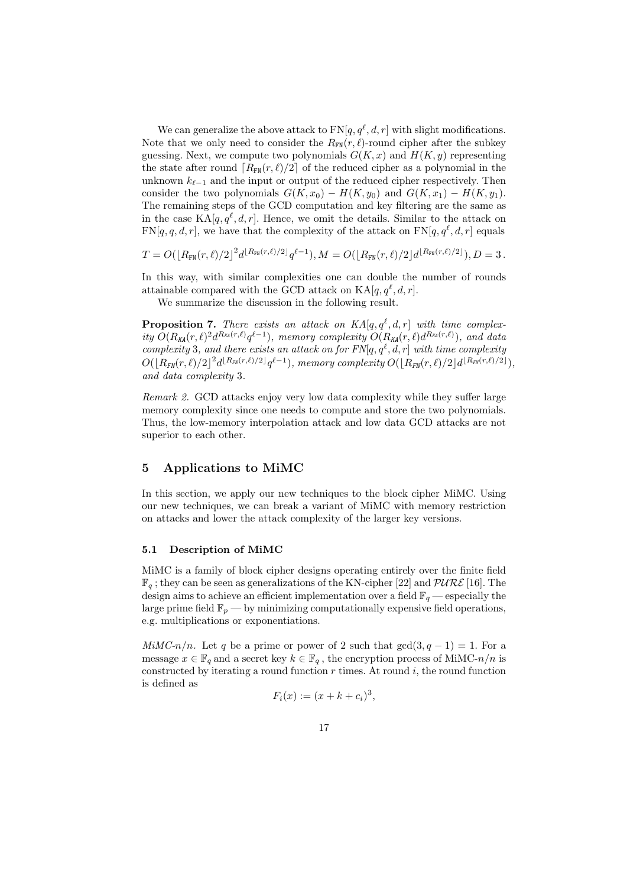We can generalize the above attack to $\text{FN}[q, q^\ell, d, r]$ with slight modifications. Note that we only need to consider the $R_{\texttt{FN}}(r, \ell)$-round cipher after the subkey guessing. Next, we compute two polynomials $G(K, x)$ and $H(K, y)$ representing the state after round $\lceil R_{\texttt{FN}}(r, \ell)/2 \rceil$ of the reduced cipher as a polynomial in the unknown $k_{\ell-1}$ and the input or output of the reduced cipher respectively. Then consider the two polynomials $G(K, x_0) - H(K, y_0)$ and $G(K, x_1) - H(K, y_1)$. The remaining steps of the GCD computation and key filtering are the same as in the case $\text{KA}[q, q^\ell, d, r]$. Hence, we omit the details. Similar to the attack on $\text{FN}[q, q, d, r]$, we have that the complexity of the attack on $\text{FN}[q, q^\ell, d, r]$ equals

$$T = O(\lfloor R_{\texttt{FN}}(r, \ell)/2 \rfloor^2 d^{\lfloor R_{\texttt{FN}}(r,\ell)/2 \rfloor} q^{\ell-1}), M = O(\lfloor R_{\texttt{FN}}(r, \ell)/2 \rfloor d^{\lfloor R_{\texttt{FN}}(r,\ell)/2 \rfloor}), D = 3\,.$$

In this way, with similar complexities one can double the number of rounds attainable compared with the GCD attack on $\text{KA}[q, q^\ell, d, r]$.

We summarize the discussion in the following result.

**Proposition 7.** *There exists an attack on $KA[q, q^\ell, d, r]$ with time complexity $O(R_{\mathit{KA}}(r, \ell)^2 d^{R_{\mathit{KA}}(r,\ell)} q^{\ell-1})$, memory complexity $O(R_{\mathit{KA}}(r, \ell) d^{R_{\mathit{KA}}(r,\ell)})$, and data complexity 3, and there exists an attack on for $FN[q, q^\ell, d, r]$ with time complexity $O(\lfloor R_{\mathit{FN}}(r, \ell)/2 \rfloor^2 d^{\lfloor R_{\mathit{FN}}(r,\ell)/2 \rfloor} q^{\ell-1})$, memory complexity $O(\lfloor R_{\mathit{FN}}(r, \ell)/2 \rfloor d^{\lfloor R_{\mathit{FN}}(r,\ell)/2 \rfloor})$, and data complexity 3.*

*Remark 2.* GCD attacks enjoy very low data complexity while they suffer large memory complexity since one needs to compute and store the two polynomials. Thus, the low-memory interpolation attack and low data GCD attacks are not superior to each other.

## 5 Applications to MiMC

In this section, we apply our new techniques to the block cipher MiMC. Using our new techniques, we can break a variant of MiMC with memory restriction on attacks and lower the attack complexity of the larger key versions.

### 5.1 Description of MiMC

MiMC is a family of block cipher designs operating entirely over the finite field $\mathbb{F}_q$ ; they can be seen as generalizations of the KN-cipher [22] and $\mathcal{PURE}$ [16]. The design aims to achieve an efficient implementation over a field $\mathbb{F}_q$ — especially the large prime field $\mathbb{F}_p$ — by minimizing computationally expensive field operations, e.g. multiplications or exponentiations.

*MiMC-n/n.* Let $q$ be a prime or power of 2 such that $\gcd(3, q-1) = 1$. For a message $x \in \mathbb{F}_q$ and a secret key $k \in \mathbb{F}_q$ , the encryption process of MiMC-$n/n$ is constructed by iterating a round function $r$ times. At round $i$, the round function is defined as

$$F_i(x) := (x + k + c_i)^3,$$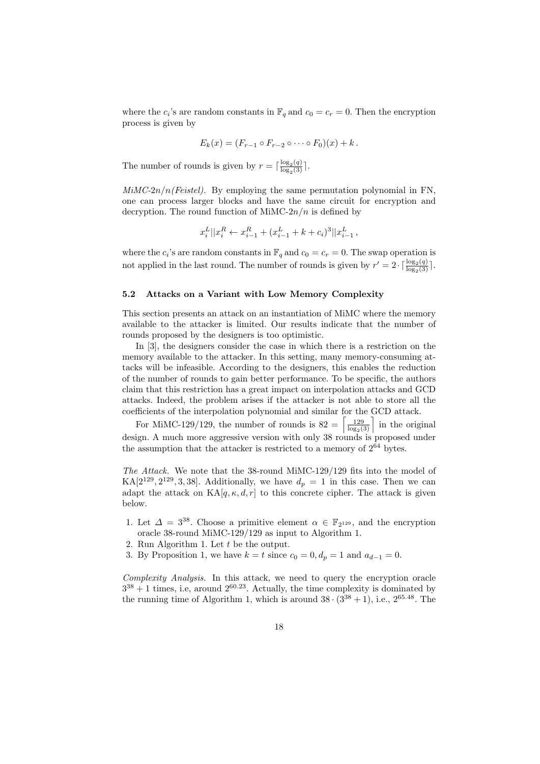where the $c_i$'s are random constants in $\mathbb{F}_q$ and $c_0 = c_r = 0$. Then the encryption process is given by

$$E_k(x) = (F_{r-1} \circ F_{r-2} \circ \cdots \circ F_0)(x) + k\,.$$

The number of rounds is given by $r = \lceil \frac{\log_2(q)}{\log_2(3)} \rceil$.

*MiMC-2n/n(Feistel).* By employing the same permutation polynomial in FN, one can process larger blocks and have the same circuit for encryption and decryption. The round function of MiMC-$2n/n$ is defined by

$$x_i^L || x_i^R \leftarrow x_{i-1}^R + (x_{i-1}^L + k + c_i)^3 || x_{i-1}^L\,,$$

where the $c_i$'s are random constants in $\mathbb{F}_q$ and $c_0 = c_r = 0$. The swap operation is not applied in the last round. The number of rounds is given by $r' = 2 \cdot \lceil \frac{\log_2(q)}{\log_2(3)} \rceil$.

### 5.2 Attacks on a Variant with Low Memory Complexity

This section presents an attack on an instantiation of MiMC where the memory available to the attacker is limited. Our results indicate that the number of rounds proposed by the designers is too optimistic.

In [3], the designers consider the case in which there is a restriction on the memory available to the attacker. In this setting, many memory-consuming attacks will be infeasible. According to the designers, this enables the reduction of the number of rounds to gain better performance. To be specific, the authors claim that this restriction has a great impact on interpolation attacks and GCD attacks. Indeed, the problem arises if the attacker is not able to store all the coefficients of the interpolation polynomial and similar for the GCD attack.

For MiMC-129/129, the number of rounds is $82 = \left\lceil \frac{129}{\log_2(3)} \right\rceil$ in the original design. A much more aggressive version with only 38 rounds is proposed under the assumption that the attacker is restricted to a memory of $2^{64}$ bytes.

*The Attack.* We note that the 38-round MiMC-129/129 fits into the model of KA$[2^{129}, 2^{129}, 3, 38]$. Additionally, we have $d_p = 1$ in this case. Then we can adapt the attack on KA$[q, \kappa, d, r]$ to this concrete cipher. The attack is given below.

1. Let $\Delta = 3^{38}$. Choose a primitive element $\alpha \in \mathbb{F}_{2^{129}}$, and the encryption oracle 38-round MiMC-129/129 as input to Algorithm 1.
2. Run Algorithm 1. Let $t$ be the output.
3. By Proposition 1, we have $k = t$ since $c_0 = 0, d_p = 1$ and $a_{d-1} = 0$.

*Complexity Analysis.* In this attack, we need to query the encryption oracle $3^{38} + 1$ times, i.e, around $2^{60.23}$. Actually, the time complexity is dominated by the running time of Algorithm 1, which is around $38 \cdot (3^{38} + 1)$, i.e., $2^{65.48}$. The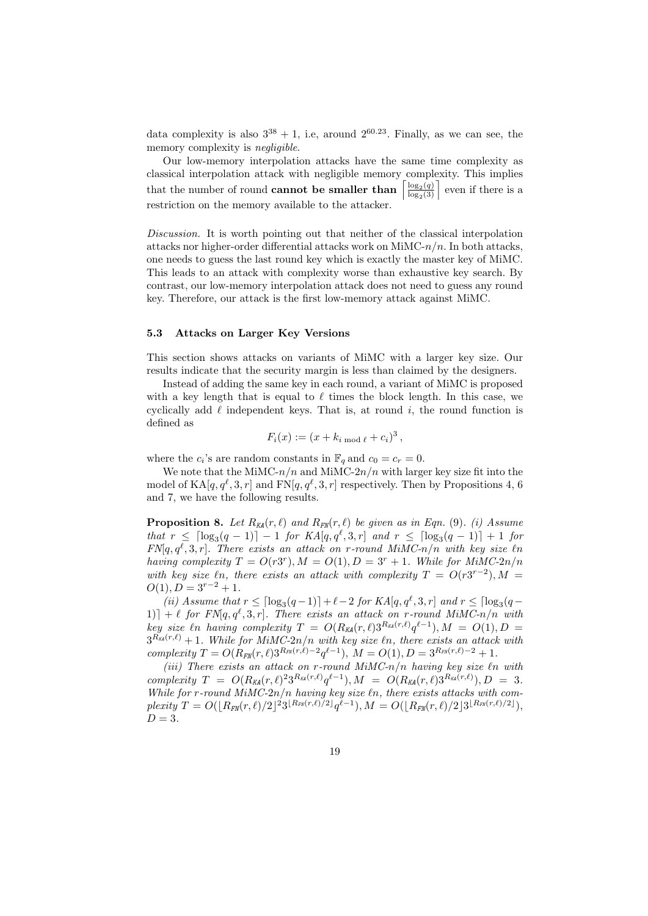data complexity is also $3^{38}+1$, i.e, around $2^{60.23}$. Finally, as we can see, the memory complexity is *negligible*.

Our low-memory interpolation attacks have the same time complexity as classical interpolation attack with negligible memory complexity. This implies that the number of round **cannot be smaller than** $\left\lceil \frac{\log_2(q)}{\log_2(3)} \right\rceil$ even if there is a restriction on the memory available to the attacker.

*Discussion.* It is worth pointing out that neither of the classical interpolation attacks nor higher-order differential attacks work on MiMC-$n/n$. In both attacks, one needs to guess the last round key which is exactly the master key of MiMC. This leads to an attack with complexity worse than exhaustive key search. By contrast, our low-memory interpolation attack does not need to guess any round key. Therefore, our attack is the first low-memory attack against MiMC.

### 5.3 Attacks on Larger Key Versions

This section shows attacks on variants of MiMC with a larger key size. Our results indicate that the security margin is less than claimed by the designers.

Instead of adding the same key in each round, a variant of MiMC is proposed with a key length that is equal to $\ell$ times the block length. In this case, we cyclically add $\ell$ independent keys. That is, at round $i$, the round function is defined as

$$F_i(x) := (x + k_{i \bmod \ell} + c_i)^3 ,$$

where the $c_i$'s are random constants in $\mathbb{F}_q$ and $c_0 = c_r = 0$.

We note that the MiMC-$n/n$ and MiMC-$2n/n$ with larger key size fit into the model of KA$[q, q^\ell, 3, r]$ and FN$[q, q^\ell, 3, r]$ respectively. Then by Propositions 4, 6 and 7, we have the following results.

**Proposition 8.** *Let $R_{KA}(r,\ell)$ and $R_{FN}(r,\ell)$ be given as in Eqn.* (9). *(i) Assume that $r \leq \lceil \log_3(q-1) \rceil - 1$ for $KA[q, q^\ell, 3, r]$ and $r \leq \lceil \log_3(q-1) \rceil + 1$ for $FN[q, q^\ell, 3, r]$. There exists an attack on $r$-round MiMC-$n/n$ with key size $\ell n$ having complexity $T = O(r3^r), M = O(1), D = 3^r + 1$. While for MiMC-$2n/n$ with key size $\ell n$, there exists an attack with complexity $T = O(r3^{r-2}), M = O(1), D = 3^{r-2} + 1$.*

*(ii) Assume that $r \leq \lceil \log_3(q-1) \rceil + \ell - 2$ for $KA[q, q^\ell, 3, r]$ and $r \leq \lceil \log_3(q-1) \rceil + \ell$ for $FN[q, q^\ell, 3, r]$. There exists an attack on $r$-round MiMC-$n/n$ with key size $\ell n$ having complexity $T = O(R_{KA}(r,\ell) 3^{R_{KA}(r,\ell)} q^{\ell-1}), M = O(1), D = 3^{R_{KA}(r,\ell)} + 1$. While for MiMC-$2n/n$ with key size $\ell n$, there exists an attack with complexity $T = O(R_{FN}(r,\ell) 3^{R_{FN}(r,\ell)-2} q^{\ell-1}),\ M = O(1), D = 3^{R_{FN}(r,\ell)-2} + 1$.*

*(iii) There exists an attack on $r$-round MiMC-$n/n$ having key size $\ell n$ with complexity $T = O(R_{KA}(r,\ell)^2 3^{R_{KA}(r,\ell)} q^{\ell-1}), M = O(R_{KA}(r,\ell) 3^{R_{KA}(r,\ell)}), D = 3$. While for $r$-round MiMC-$2n/n$ having key size $\ell n$, there exists attacks with complexity $T = O(\lfloor R_{FN}(r,\ell)/2 \rfloor^2 3^{\lfloor R_{FN}(r,\ell)/2 \rfloor} q^{\ell-1}), M = O(\lfloor R_{FN}(r,\ell)/2 \rfloor 3^{\lfloor R_{FN}(r,\ell)/2 \rfloor})$, $D = 3$.*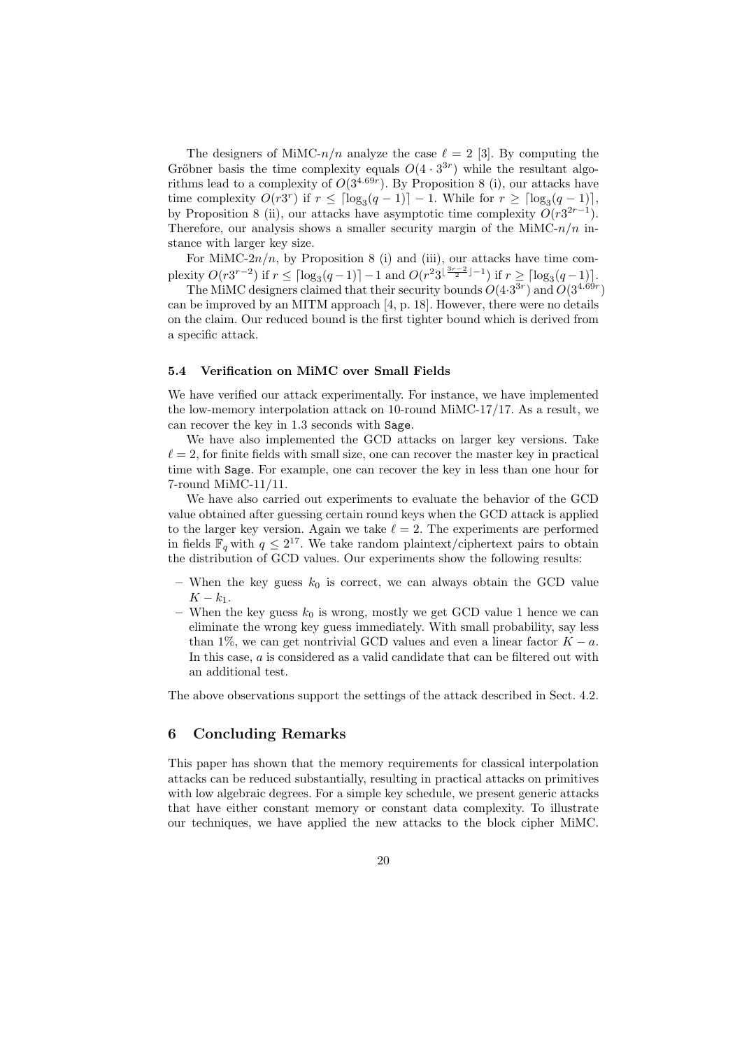The designers of MiMC-$n/n$ analyze the case $\ell = 2$ [3]. By computing the Gröbner basis the time complexity equals $O(4 \cdot 3^{3r})$ while the resultant algorithms lead to a complexity of $O(3^{4.69r})$. By Proposition 8 (i), our attacks have time complexity $O(r3^r)$ if $r \leq \lceil \log_3(q-1) \rceil - 1$. While for $r \geq \lceil \log_3(q-1) \rceil$, by Proposition 8 (ii), our attacks have asymptotic time complexity $O(r3^{2r-1})$. Therefore, our analysis shows a smaller security margin of the MiMC-$n/n$ instance with larger key size.

For MiMC-$2n/n$, by Proposition 8 (i) and (iii), our attacks have time complexity $O(r3^{r-2})$ if $r \leq \lceil \log_3(q-1) \rceil - 1$ and $O(r^2 3^{\lfloor \frac{3r-2}{2} \rfloor - 1})$ if $r \geq \lceil \log_3(q-1) \rceil$.

The MiMC designers claimed that their security bounds $O(4 \cdot 3^{3r})$ and $O(3^{4.69r})$ can be improved by an MITM approach [4, p. 18]. However, there were no details on the claim. Our reduced bound is the first tighter bound which is derived from a specific attack.

### 5.4 Verification on MiMC over Small Fields

We have verified our attack experimentally. For instance, we have implemented the low-memory interpolation attack on 10-round MiMC-17/17. As a result, we can recover the key in 1.3 seconds with Sage.

We have also implemented the GCD attacks on larger key versions. Take $\ell = 2$, for finite fields with small size, one can recover the master key in practical time with Sage. For example, one can recover the key in less than one hour for 7-round MiMC-11/11.

We have also carried out experiments to evaluate the behavior of the GCD value obtained after guessing certain round keys when the GCD attack is applied to the larger key version. Again we take $\ell = 2$. The experiments are performed in fields $\mathbb{F}_q$ with $q \leq 2^{17}$. We take random plaintext/ciphertext pairs to obtain the distribution of GCD values. Our experiments show the following results:

- When the key guess $k_0$ is correct, we can always obtain the GCD value $K - k_1$.
- When the key guess $k_0$ is wrong, mostly we get GCD value 1 hence we can eliminate the wrong key guess immediately. With small probability, say less than 1%, we can get nontrivial GCD values and even a linear factor $K - a$. In this case, $a$ is considered as a valid candidate that can be filtered out with an additional test.

The above observations support the settings of the attack described in Sect. 4.2.

## 6 Concluding Remarks

This paper has shown that the memory requirements for classical interpolation attacks can be reduced substantially, resulting in practical attacks on primitives with low algebraic degrees. For a simple key schedule, we present generic attacks that have either constant memory or constant data complexity. To illustrate our techniques, we have applied the new attacks to the block cipher MiMC.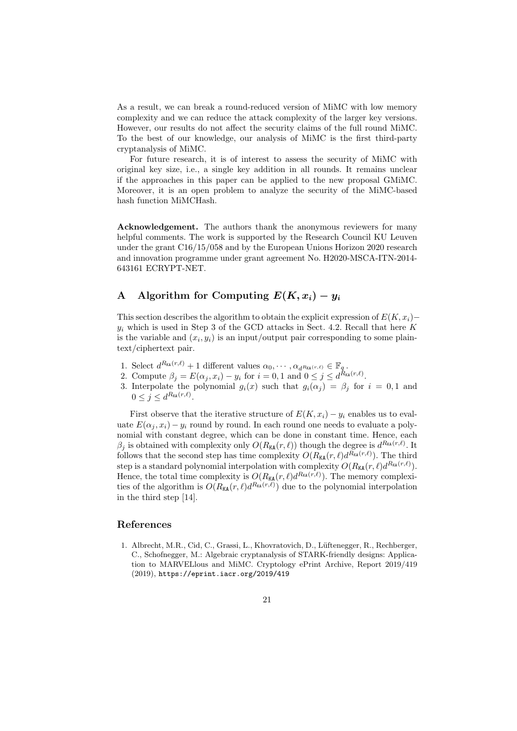As a result, we can break a round-reduced version of MiMC with low memory complexity and we can reduce the attack complexity of the larger key versions. However, our results do not affect the security claims of the full round MiMC. To the best of our knowledge, our analysis of MiMC is the first third-party cryptanalysis of MiMC.

For future research, it is of interest to assess the security of MiMC with original key size, i.e., a single key addition in all rounds. It remains unclear if the approaches in this paper can be applied to the new proposal GMiMC. Moreover, it is an open problem to analyze the security of the MiMC-based hash function MiMCHash.

**Acknowledgement.** The authors thank the anonymous reviewers for many helpful comments. The work is supported by the Research Council KU Leuven under the grant C16/15/058 and by the European Unions Horizon 2020 research and innovation programme under grant agreement No. H2020-MSCA-ITN-2014-643161 ECRYPT-NET.

## A Algorithm for Computing $E(K, x_i) - y_i$

This section describes the algorithm to obtain the explicit expression of $E(K, x_i) - y_i$ which is used in Step 3 of the GCD attacks in Sect. 4.2. Recall that here $K$ is the variable and $(x_i, y_i)$ is an input/output pair corresponding to some plaintext/ciphertext pair.

1. Select $d^{R_{\mathtt{KA}}(r,\ell)} + 1$ different values $\alpha_0, \cdots, \alpha_{d^{R_{\mathtt{KA}}(r,\ell)}} \in \mathbb{F}_q$.
2. Compute $\beta_j = E(\alpha_j, x_i) - y_i$ for $i = 0, 1$ and $0 \leq j \leq d^{R_{\mathtt{KA}}(r,\ell)}$.
3. Interpolate the polynomial $g_i(x)$ such that $g_i(\alpha_j) = \beta_j$ for $i = 0, 1$ and $0 \leq j \leq d^{R_{\mathtt{KA}}(r,\ell)}$.

First observe that the iterative structure of $E(K, x_i) - y_i$ enables us to evaluate $E(\alpha_j, x_i) - y_i$ round by round. In each round one needs to evaluate a polynomial with constant degree, which can be done in constant time. Hence, each $\beta_j$ is obtained with complexity only $O(R_{\mathtt{KA}}(r, \ell))$ though the degree is $d^{R_{\mathtt{KA}}(r,\ell)}$. It follows that the second step has time complexity $O(R_{\mathtt{KA}}(r, \ell) d^{R_{\mathtt{KA}}(r,\ell)})$. The third step is a standard polynomial interpolation with complexity $O(R_{\mathtt{KA}}(r, \ell) d^{R_{\mathtt{KA}}(r,\ell)})$. Hence, the total time complexity is $O(R_{\mathtt{KA}}(r, \ell) d^{R_{\mathtt{KA}}(r,\ell)})$. The memory complexities of the algorithm is $O(R_{\mathtt{KA}}(r, \ell) d^{R_{\mathtt{KA}}(r,\ell)})$ due to the polynomial interpolation in the third step [14].

## References

1. Albrecht, M.R., Cid, C., Grassi, L., Khovratovich, D., Lüftenegger, R., Rechberger, C., Schofnegger, M.: Algebraic cryptanalysis of STARK-friendly designs: Application to MARVELlous and MiMC. Cryptology ePrint Archive, Report 2019/419 (2019), https://eprint.iacr.org/2019/419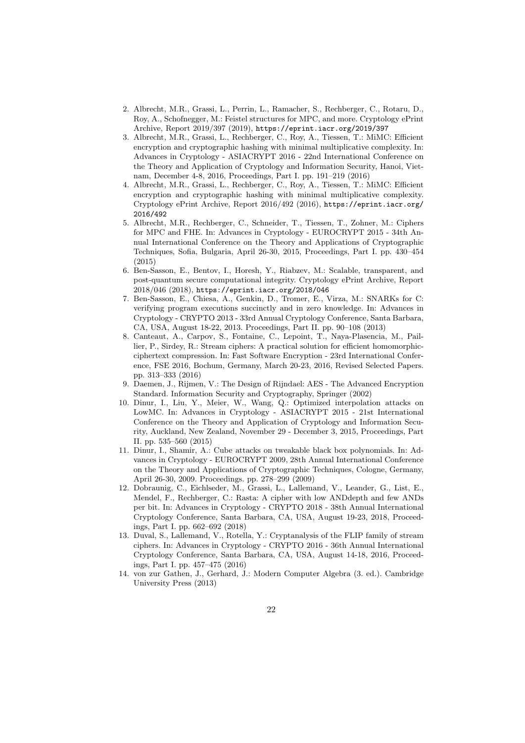2. Albrecht, M.R., Grassi, L., Perrin, L., Ramacher, S., Rechberger, C., Rotaru, D., Roy, A., Schofnegger, M.: Feistel structures for MPC, and more. Cryptology ePrint Archive, Report 2019/397 (2019), https://eprint.iacr.org/2019/397
3. Albrecht, M.R., Grassi, L., Rechberger, C., Roy, A., Tiessen, T.: MiMC: Efficient encryption and cryptographic hashing with minimal multiplicative complexity. In: Advances in Cryptology - ASIACRYPT 2016 - 22nd International Conference on the Theory and Application of Cryptology and Information Security, Hanoi, Vietnam, December 4-8, 2016, Proceedings, Part I. pp. 191–219 (2016)
4. Albrecht, M.R., Grassi, L., Rechberger, C., Roy, A., Tiessen, T.: MiMC: Efficient encryption and cryptographic hashing with minimal multiplicative complexity. Cryptology ePrint Archive, Report 2016/492 (2016), https://eprint.iacr.org/2016/492
5. Albrecht, M.R., Rechberger, C., Schneider, T., Tiessen, T., Zohner, M.: Ciphers for MPC and FHE. In: Advances in Cryptology - EUROCRYPT 2015 - 34th Annual International Conference on the Theory and Applications of Cryptographic Techniques, Sofia, Bulgaria, April 26-30, 2015, Proceedings, Part I. pp. 430–454 (2015)
6. Ben-Sasson, E., Bentov, I., Horesh, Y., Riabzev, M.: Scalable, transparent, and post-quantum secure computational integrity. Cryptology ePrint Archive, Report 2018/046 (2018), https://eprint.iacr.org/2018/046
7. Ben-Sasson, E., Chiesa, A., Genkin, D., Tromer, E., Virza, M.: SNARKs for C: verifying program executions succinctly and in zero knowledge. In: Advances in Cryptology - CRYPTO 2013 - 33rd Annual Cryptology Conference, Santa Barbara, CA, USA, August 18-22, 2013. Proceedings, Part II. pp. 90–108 (2013)
8. Canteaut, A., Carpov, S., Fontaine, C., Lepoint, T., Naya-Plasencia, M., Paillier, P., Sirdey, R.: Stream ciphers: A practical solution for efficient homomorphic-ciphertext compression. In: Fast Software Encryption - 23rd International Conference, FSE 2016, Bochum, Germany, March 20-23, 2016, Revised Selected Papers. pp. 313–333 (2016)
9. Daemen, J., Rijmen, V.: The Design of Rijndael: AES - The Advanced Encryption Standard. Information Security and Cryptography, Springer (2002)
10. Dinur, I., Liu, Y., Meier, W., Wang, Q.: Optimized interpolation attacks on LowMC. In: Advances in Cryptology - ASIACRYPT 2015 - 21st International Conference on the Theory and Application of Cryptology and Information Security, Auckland, New Zealand, November 29 - December 3, 2015, Proceedings, Part II. pp. 535–560 (2015)
11. Dinur, I., Shamir, A.: Cube attacks on tweakable black box polynomials. In: Advances in Cryptology - EUROCRYPT 2009, 28th Annual International Conference on the Theory and Applications of Cryptographic Techniques, Cologne, Germany, April 26-30, 2009. Proceedings. pp. 278–299 (2009)
12. Dobraunig, C., Eichlseder, M., Grassi, L., Lallemand, V., Leander, G., List, E., Mendel, F., Rechberger, C.: Rasta: A cipher with low ANDdepth and few ANDs per bit. In: Advances in Cryptology - CRYPTO 2018 - 38th Annual International Cryptology Conference, Santa Barbara, CA, USA, August 19-23, 2018, Proceedings, Part I. pp. 662–692 (2018)
13. Duval, S., Lallemand, V., Rotella, Y.: Cryptanalysis of the FLIP family of stream ciphers. In: Advances in Cryptology - CRYPTO 2016 - 36th Annual International Cryptology Conference, Santa Barbara, CA, USA, August 14-18, 2016, Proceedings, Part I. pp. 457–475 (2016)
14. von zur Gathen, J., Gerhard, J.: Modern Computer Algebra (3. ed.). Cambridge University Press (2013)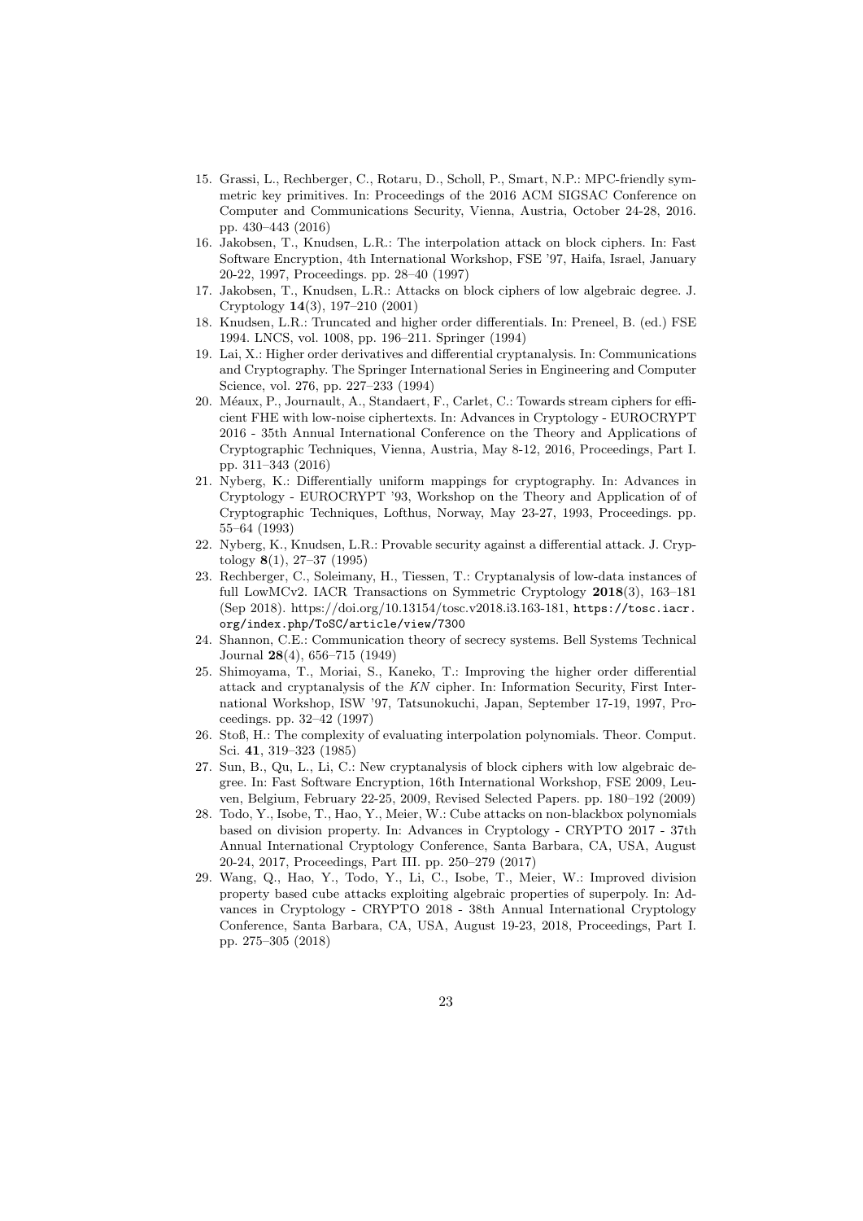15. Grassi, L., Rechberger, C., Rotaru, D., Scholl, P., Smart, N.P.: MPC-friendly symmetric key primitives. In: Proceedings of the 2016 ACM SIGSAC Conference on Computer and Communications Security, Vienna, Austria, October 24-28, 2016. pp. 430–443 (2016)
16. Jakobsen, T., Knudsen, L.R.: The interpolation attack on block ciphers. In: Fast Software Encryption, 4th International Workshop, FSE '97, Haifa, Israel, January 20-22, 1997, Proceedings. pp. 28–40 (1997)
17. Jakobsen, T., Knudsen, L.R.: Attacks on block ciphers of low algebraic degree. J. Cryptology **14**(3), 197–210 (2001)
18. Knudsen, L.R.: Truncated and higher order differentials. In: Preneel, B. (ed.) FSE 1994. LNCS, vol. 1008, pp. 196–211. Springer (1994)
19. Lai, X.: Higher order derivatives and differential cryptanalysis. In: Communications and Cryptography. The Springer International Series in Engineering and Computer Science, vol. 276, pp. 227–233 (1994)
20. Méaux, P., Journault, A., Standaert, F., Carlet, C.: Towards stream ciphers for efficient FHE with low-noise ciphertexts. In: Advances in Cryptology - EUROCRYPT 2016 - 35th Annual International Conference on the Theory and Applications of Cryptographic Techniques, Vienna, Austria, May 8-12, 2016, Proceedings, Part I. pp. 311–343 (2016)
21. Nyberg, K.: Differentially uniform mappings for cryptography. In: Advances in Cryptology - EUROCRYPT '93, Workshop on the Theory and Application of of Cryptographic Techniques, Lofthus, Norway, May 23-27, 1993, Proceedings. pp. 55–64 (1993)
22. Nyberg, K., Knudsen, L.R.: Provable security against a differential attack. J. Cryptology **8**(1), 27–37 (1995)
23. Rechberger, C., Soleimany, H., Tiessen, T.: Cryptanalysis of low-data instances of full LowMCv2. IACR Transactions on Symmetric Cryptology **2018**(3), 163–181 (Sep 2018). https://doi.org/10.13154/tosc.v2018.i3.163-181, `https://tosc.iacr.org/index.php/ToSC/article/view/7300`
24. Shannon, C.E.: Communication theory of secrecy systems. Bell Systems Technical Journal **28**(4), 656–715 (1949)
25. Shimoyama, T., Moriai, S., Kaneko, T.: Improving the higher order differential attack and cryptanalysis of the *KN* cipher. In: Information Security, First International Workshop, ISW '97, Tatsunokuchi, Japan, September 17-19, 1997, Proceedings. pp. 32–42 (1997)
26. Stoß, H.: The complexity of evaluating interpolation polynomials. Theor. Comput. Sci. **41**, 319–323 (1985)
27. Sun, B., Qu, L., Li, C.: New cryptanalysis of block ciphers with low algebraic degree. In: Fast Software Encryption, 16th International Workshop, FSE 2009, Leuven, Belgium, February 22-25, 2009, Revised Selected Papers. pp. 180–192 (2009)
28. Todo, Y., Isobe, T., Hao, Y., Meier, W.: Cube attacks on non-blackbox polynomials based on division property. In: Advances in Cryptology - CRYPTO 2017 - 37th Annual International Cryptology Conference, Santa Barbara, CA, USA, August 20-24, 2017, Proceedings, Part III. pp. 250–279 (2017)
29. Wang, Q., Hao, Y., Todo, Y., Li, C., Isobe, T., Meier, W.: Improved division property based cube attacks exploiting algebraic properties of superpoly. In: Advances in Cryptology - CRYPTO 2018 - 38th Annual International Cryptology Conference, Santa Barbara, CA, USA, August 19-23, 2018, Proceedings, Part I. pp. 275–305 (2018)